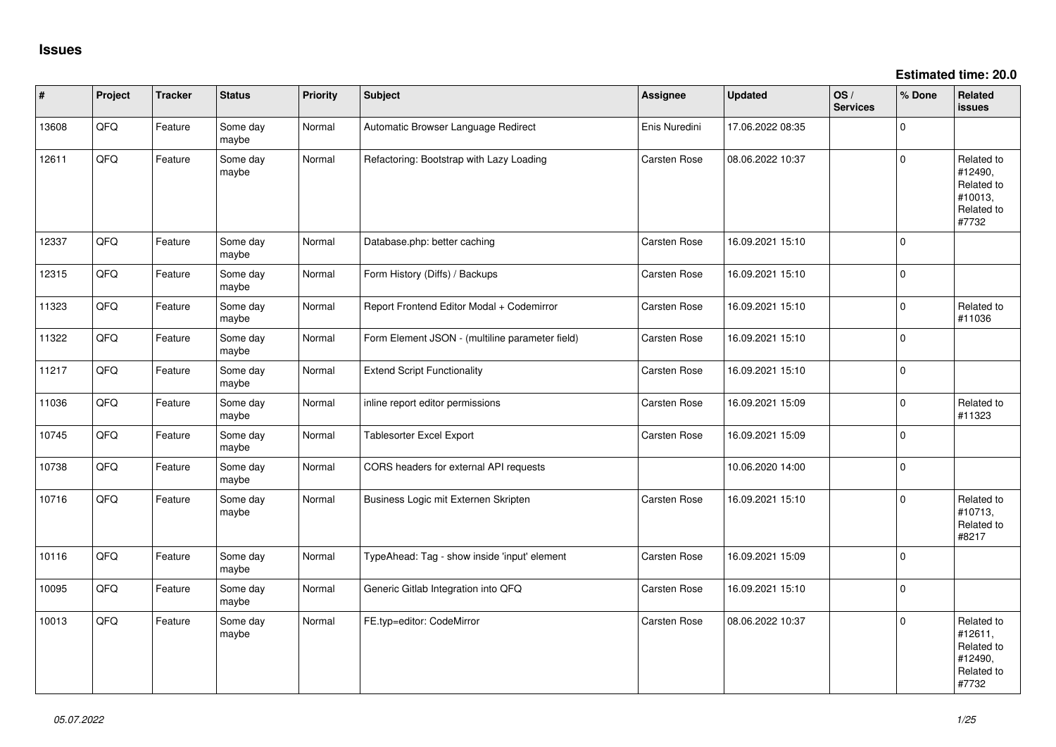# Issues

**Estimated time: 20.0**

| # | Project | Tracker | Status | Priority | Subject | Assignee | Updated | OS / Services | % Done | Related issues |
|---|---|---|---|---|---|---|---|---|---|---|
| 13608 | QFQ | Feature | Some day maybe | Normal | Automatic Browser Language Redirect | Enis Nuredini | 17.06.2022 08:35 | | 0 | |
| 12611 | QFQ | Feature | Some day maybe | Normal | Refactoring: Bootstrap with Lazy Loading | Carsten Rose | 08.06.2022 10:37 | | 0 | Related to #12490, Related to #10013, Related to #7732 |
| 12337 | QFQ | Feature | Some day maybe | Normal | Database.php: better caching | Carsten Rose | 16.09.2021 15:10 | | 0 | |
| 12315 | QFQ | Feature | Some day maybe | Normal | Form History (Diffs) / Backups | Carsten Rose | 16.09.2021 15:10 | | 0 | |
| 11323 | QFQ | Feature | Some day maybe | Normal | Report Frontend Editor Modal + Codemirror | Carsten Rose | 16.09.2021 15:10 | | 0 | Related to #11036 |
| 11322 | QFQ | Feature | Some day maybe | Normal | Form Element JSON - (multiline parameter field) | Carsten Rose | 16.09.2021 15:10 | | 0 | |
| 11217 | QFQ | Feature | Some day maybe | Normal | Extend Script Functionality | Carsten Rose | 16.09.2021 15:10 | | 0 | |
| 11036 | QFQ | Feature | Some day maybe | Normal | inline report editor permissions | Carsten Rose | 16.09.2021 15:09 | | 0 | Related to #11323 |
| 10745 | QFQ | Feature | Some day maybe | Normal | Tablesorter Excel Export | Carsten Rose | 16.09.2021 15:09 | | 0 | |
| 10738 | QFQ | Feature | Some day maybe | Normal | CORS headers for external API requests | | 10.06.2020 14:00 | | 0 | |
| 10716 | QFQ | Feature | Some day maybe | Normal | Business Logic mit Externen Skripten | Carsten Rose | 16.09.2021 15:10 | | 0 | Related to #10713, Related to #8217 |
| 10116 | QFQ | Feature | Some day maybe | Normal | TypeAhead: Tag - show inside 'input' element | Carsten Rose | 16.09.2021 15:09 | | 0 | |
| 10095 | QFQ | Feature | Some day maybe | Normal | Generic Gitlab Integration into QFQ | Carsten Rose | 16.09.2021 15:10 | | 0 | |
| 10013 | QFQ | Feature | Some day maybe | Normal | FE.typ=editor: CodeMirror | Carsten Rose | 08.06.2022 10:37 | | 0 | Related to #12611, Related to #12490, Related to #7732 |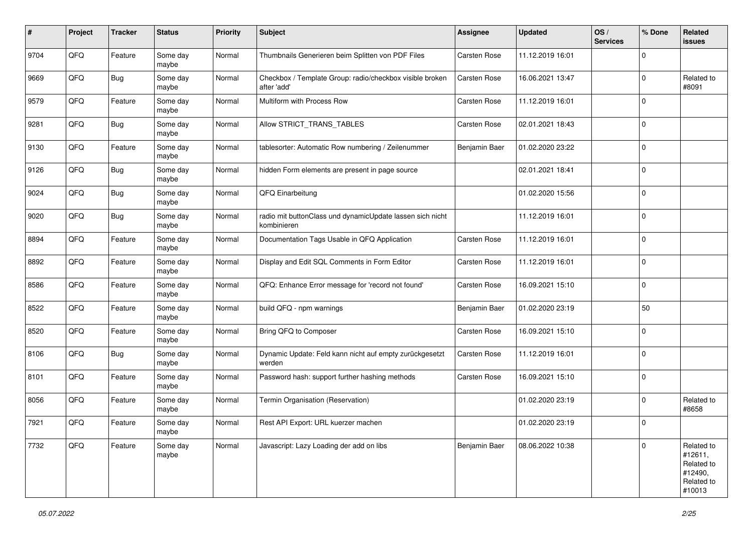| # | Project | Tracker | Status | Priority | Subject | Assignee | Updated | OS / Services | % Done | Related issues |
|---|---|---|---|---|---|---|---|---|---|---|
| 9704 | QFQ | Feature | Some day maybe | Normal | Thumbnails Generieren beim Splitten von PDF Files | Carsten Rose | 11.12.2019 16:01 | | 0 | |
| 9669 | QFQ | Bug | Some day maybe | Normal | Checkbox / Template Group: radio/checkbox visible broken after 'add' | Carsten Rose | 16.06.2021 13:47 | | 0 | Related to #8091 |
| 9579 | QFQ | Feature | Some day maybe | Normal | Multiform with Process Row | Carsten Rose | 11.12.2019 16:01 | | 0 | |
| 9281 | QFQ | Bug | Some day maybe | Normal | Allow STRICT_TRANS_TABLES | Carsten Rose | 02.01.2021 18:43 | | 0 | |
| 9130 | QFQ | Feature | Some day maybe | Normal | tablesorter: Automatic Row numbering / Zeilenummer | Benjamin Baer | 01.02.2020 23:22 | | 0 | |
| 9126 | QFQ | Bug | Some day maybe | Normal | hidden Form elements are present in page source | | 02.01.2021 18:41 | | 0 | |
| 9024 | QFQ | Bug | Some day maybe | Normal | QFQ Einarbeitung | | 01.02.2020 15:56 | | 0 | |
| 9020 | QFQ | Bug | Some day maybe | Normal | radio mit buttonClass und dynamicUpdate lassen sich nicht kombinieren | | 11.12.2019 16:01 | | 0 | |
| 8894 | QFQ | Feature | Some day maybe | Normal | Documentation Tags Usable in QFQ Application | Carsten Rose | 11.12.2019 16:01 | | 0 | |
| 8892 | QFQ | Feature | Some day maybe | Normal | Display and Edit SQL Comments in Form Editor | Carsten Rose | 11.12.2019 16:01 | | 0 | |
| 8586 | QFQ | Feature | Some day maybe | Normal | QFQ: Enhance Error message for 'record not found' | Carsten Rose | 16.09.2021 15:10 | | 0 | |
| 8522 | QFQ | Feature | Some day maybe | Normal | build QFQ - npm warnings | Benjamin Baer | 01.02.2020 23:19 | | 50 | |
| 8520 | QFQ | Feature | Some day maybe | Normal | Bring QFQ to Composer | Carsten Rose | 16.09.2021 15:10 | | 0 | |
| 8106 | QFQ | Bug | Some day maybe | Normal | Dynamic Update: Feld kann nicht auf empty zurückgesetzt werden | Carsten Rose | 11.12.2019 16:01 | | 0 | |
| 8101 | QFQ | Feature | Some day maybe | Normal | Password hash: support further hashing methods | Carsten Rose | 16.09.2021 15:10 | | 0 | |
| 8056 | QFQ | Feature | Some day maybe | Normal | Termin Organisation (Reservation) | | 01.02.2020 23:19 | | 0 | Related to #8658 |
| 7921 | QFQ | Feature | Some day maybe | Normal | Rest API Export: URL kuerzer machen | | 01.02.2020 23:19 | | 0 | |
| 7732 | QFQ | Feature | Some day maybe | Normal | Javascript: Lazy Loading der add on libs | Benjamin Baer | 08.06.2022 10:38 | | 0 | Related to #12611, Related to #12490, Related to #10013 |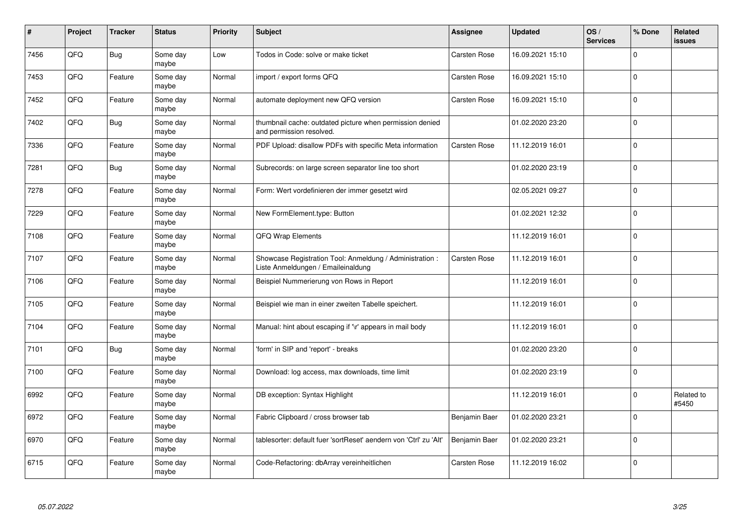| # | Project | Tracker | Status | Priority | Subject | Assignee | Updated | OS / Services | % Done | Related issues |
|---|---|---|---|---|---|---|---|---|---|---|
| 7456 | QFQ | Bug | Some day maybe | Low | Todos in Code: solve or make ticket | Carsten Rose | 16.09.2021 15:10 | | 0 | |
| 7453 | QFQ | Feature | Some day maybe | Normal | import / export forms QFQ | Carsten Rose | 16.09.2021 15:10 | | 0 | |
| 7452 | QFQ | Feature | Some day maybe | Normal | automate deployment new QFQ version | Carsten Rose | 16.09.2021 15:10 | | 0 | |
| 7402 | QFQ | Bug | Some day maybe | Normal | thumbnail cache: outdated picture when permission denied and permission resolved. | | 01.02.2020 23:20 | | 0 | |
| 7336 | QFQ | Feature | Some day maybe | Normal | PDF Upload: disallow PDFs with specific Meta information | Carsten Rose | 11.12.2019 16:01 | | 0 | |
| 7281 | QFQ | Bug | Some day maybe | Normal | Subrecords: on large screen separator line too short | | 01.02.2020 23:19 | | 0 | |
| 7278 | QFQ | Feature | Some day maybe | Normal | Form: Wert vordefinieren der immer gesetzt wird | | 02.05.2021 09:27 | | 0 | |
| 7229 | QFQ | Feature | Some day maybe | Normal | New FormElement.type: Button | | 01.02.2021 12:32 | | 0 | |
| 7108 | QFQ | Feature | Some day maybe | Normal | QFQ Wrap Elements | | 11.12.2019 16:01 | | 0 | |
| 7107 | QFQ | Feature | Some day maybe | Normal | Showcase Registration Tool: Anmeldung / Administration : Liste Anmeldungen / Emaileinaldung | Carsten Rose | 11.12.2019 16:01 | | 0 | |
| 7106 | QFQ | Feature | Some day maybe | Normal | Beispiel Nummerierung von Rows in Report | | 11.12.2019 16:01 | | 0 | |
| 7105 | QFQ | Feature | Some day maybe | Normal | Beispiel wie man in einer zweiten Tabelle speichert. | | 11.12.2019 16:01 | | 0 | |
| 7104 | QFQ | Feature | Some day maybe | Normal | Manual: hint about escaping if '\r' appears in mail body | | 11.12.2019 16:01 | | 0 | |
| 7101 | QFQ | Bug | Some day maybe | Normal | 'form' in SIP and 'report' - breaks | | 01.02.2020 23:20 | | 0 | |
| 7100 | QFQ | Feature | Some day maybe | Normal | Download: log access, max downloads, time limit | | 01.02.2020 23:19 | | 0 | |
| 6992 | QFQ | Feature | Some day maybe | Normal | DB exception: Syntax Highlight | | 11.12.2019 16:01 | | 0 | Related to #5450 |
| 6972 | QFQ | Feature | Some day maybe | Normal | Fabric Clipboard / cross browser tab | Benjamin Baer | 01.02.2020 23:21 | | 0 | |
| 6970 | QFQ | Feature | Some day maybe | Normal | tablesorter: default fuer 'sortReset' aendern von 'Ctrl' zu 'Alt' | Benjamin Baer | 01.02.2020 23:21 | | 0 | |
| 6715 | QFQ | Feature | Some day maybe | Normal | Code-Refactoring: dbArray vereinheitlichen | Carsten Rose | 11.12.2019 16:02 | | 0 | |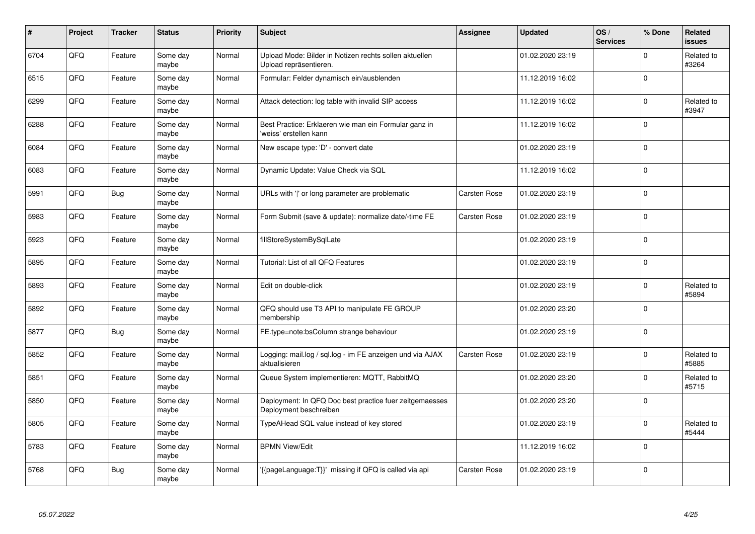| # | Project | Tracker | Status | Priority | Subject | Assignee | Updated | OS / Services | % Done | Related issues |
|---|---|---|---|---|---|---|---|---|---|---|
| 6704 | QFQ | Feature | Some day maybe | Normal | Upload Mode: Bilder in Notizen rechts sollen aktuellen Upload repräsentieren. | | 01.02.2020 23:19 | | 0 | Related to #3264 |
| 6515 | QFQ | Feature | Some day maybe | Normal | Formular: Felder dynamisch ein/ausblenden | | 11.12.2019 16:02 | | 0 | |
| 6299 | QFQ | Feature | Some day maybe | Normal | Attack detection: log table with invalid SIP access | | 11.12.2019 16:02 | | 0 | Related to #3947 |
| 6288 | QFQ | Feature | Some day maybe | Normal | Best Practice: Erklaeren wie man ein Formular ganz in 'weiss' erstellen kann | | 11.12.2019 16:02 | | 0 | |
| 6084 | QFQ | Feature | Some day maybe | Normal | New escape type: 'D' - convert date | | 01.02.2020 23:19 | | 0 | |
| 6083 | QFQ | Feature | Some day maybe | Normal | Dynamic Update: Value Check via SQL | | 11.12.2019 16:02 | | 0 | |
| 5991 | QFQ | Bug | Some day maybe | Normal | URLs with '\|' or long parameter are problematic | Carsten Rose | 01.02.2020 23:19 | | 0 | |
| 5983 | QFQ | Feature | Some day maybe | Normal | Form Submit (save & update): normalize date/-time FE | Carsten Rose | 01.02.2020 23:19 | | 0 | |
| 5923 | QFQ | Feature | Some day maybe | Normal | fillStoreSystemBySqlLate | | 01.02.2020 23:19 | | 0 | |
| 5895 | QFQ | Feature | Some day maybe | Normal | Tutorial: List of all QFQ Features | | 01.02.2020 23:19 | | 0 | |
| 5893 | QFQ | Feature | Some day maybe | Normal | Edit on double-click | | 01.02.2020 23:19 | | 0 | Related to #5894 |
| 5892 | QFQ | Feature | Some day maybe | Normal | QFQ should use T3 API to manipulate FE GROUP membership | | 01.02.2020 23:20 | | 0 | |
| 5877 | QFQ | Bug | Some day maybe | Normal | FE.type=note:bsColumn strange behaviour | | 01.02.2020 23:19 | | 0 | |
| 5852 | QFQ | Feature | Some day maybe | Normal | Logging: mail.log / sql.log - im FE anzeigen und via AJAX aktualisieren | Carsten Rose | 01.02.2020 23:19 | | 0 | Related to #5885 |
| 5851 | QFQ | Feature | Some day maybe | Normal | Queue System implementieren: MQTT, RabbitMQ | | 01.02.2020 23:20 | | 0 | Related to #5715 |
| 5850 | QFQ | Feature | Some day maybe | Normal | Deployment: In QFQ Doc best practice fuer zeitgemaesses Deployment beschreiben | | 01.02.2020 23:20 | | 0 | |
| 5805 | QFQ | Feature | Some day maybe | Normal | TypeAHead SQL value instead of key stored | | 01.02.2020 23:19 | | 0 | Related to #5444 |
| 5783 | QFQ | Feature | Some day maybe | Normal | BPMN View/Edit | | 11.12.2019 16:02 | | 0 | |
| 5768 | QFQ | Bug | Some day maybe | Normal | '{{pageLanguage:T}}' missing if QFQ is called via api | Carsten Rose | 01.02.2020 23:19 | | 0 | |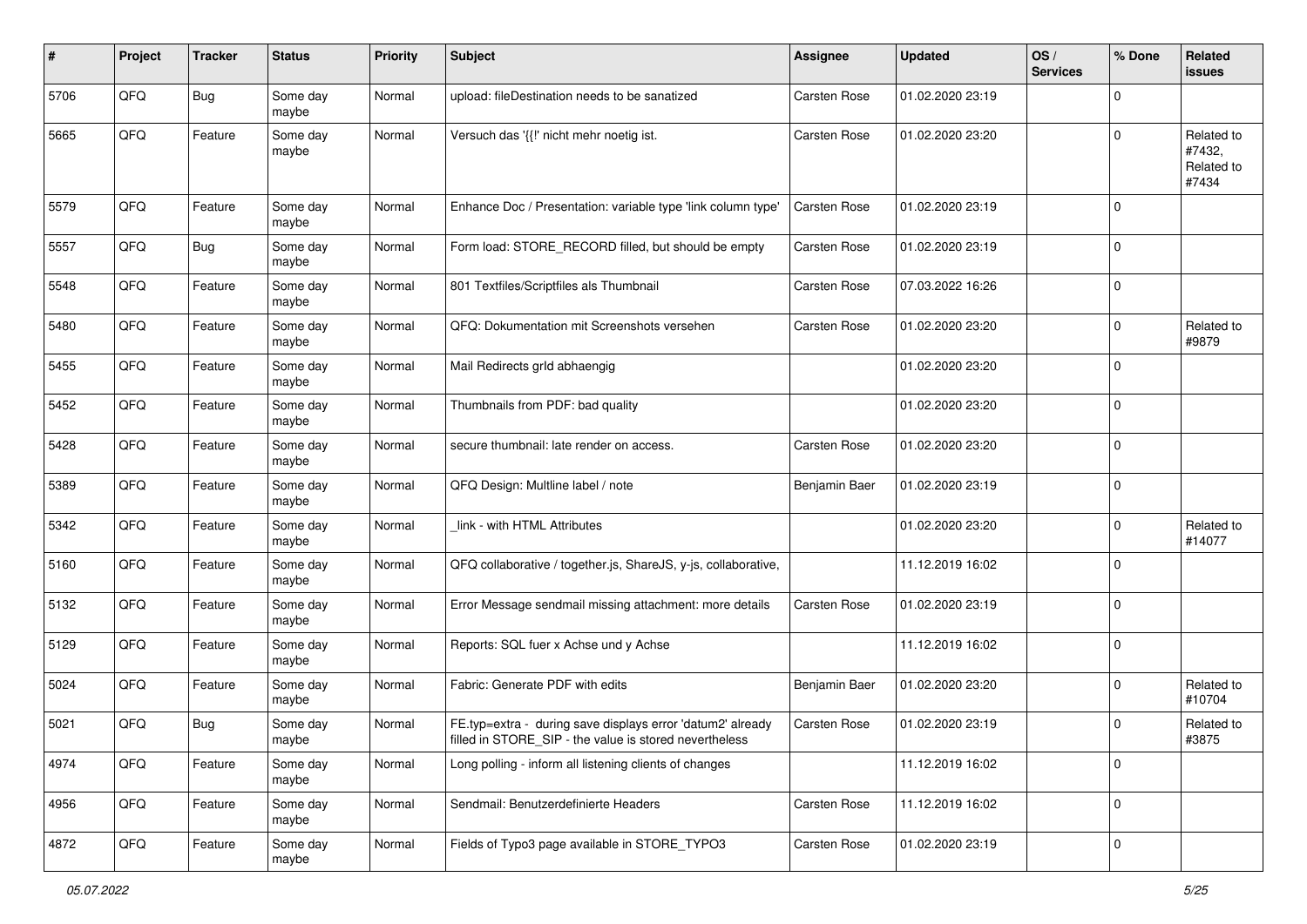| # | Project | Tracker | Status | Priority | Subject | Assignee | Updated | OS / Services | % Done | Related issues |
|---|---|---|---|---|---|---|---|---|---|---|
| 5706 | QFQ | Bug | Some day maybe | Normal | upload: fileDestination needs to be sanatized | Carsten Rose | 01.02.2020 23:19 | | 0 | |
| 5665 | QFQ | Feature | Some day maybe | Normal | Versuch das '{{!' nicht mehr noetig ist. | Carsten Rose | 01.02.2020 23:20 | | 0 | Related to #7432, Related to #7434 |
| 5579 | QFQ | Feature | Some day maybe | Normal | Enhance Doc / Presentation: variable type 'link column type' | Carsten Rose | 01.02.2020 23:19 | | 0 | |
| 5557 | QFQ | Bug | Some day maybe | Normal | Form load: STORE_RECORD filled, but should be empty | Carsten Rose | 01.02.2020 23:19 | | 0 | |
| 5548 | QFQ | Feature | Some day maybe | Normal | 801 Textfiles/Scriptfiles als Thumbnail | Carsten Rose | 07.03.2022 16:26 | | 0 | |
| 5480 | QFQ | Feature | Some day maybe | Normal | QFQ: Dokumentation mit Screenshots versehen | Carsten Rose | 01.02.2020 23:20 | | 0 | Related to #9879 |
| 5455 | QFQ | Feature | Some day maybe | Normal | Mail Redirects grId abhaengig | | 01.02.2020 23:20 | | 0 | |
| 5452 | QFQ | Feature | Some day maybe | Normal | Thumbnails from PDF: bad quality | | 01.02.2020 23:20 | | 0 | |
| 5428 | QFQ | Feature | Some day maybe | Normal | secure thumbnail: late render on access. | Carsten Rose | 01.02.2020 23:20 | | 0 | |
| 5389 | QFQ | Feature | Some day maybe | Normal | QFQ Design: Multline label / note | Benjamin Baer | 01.02.2020 23:19 | | 0 | |
| 5342 | QFQ | Feature | Some day maybe | Normal | _link - with HTML Attributes | | 01.02.2020 23:20 | | 0 | Related to #14077 |
| 5160 | QFQ | Feature | Some day maybe | Normal | QFQ collaborative / together.js, ShareJS, y-js, collaborative, | | 11.12.2019 16:02 | | 0 | |
| 5132 | QFQ | Feature | Some day maybe | Normal | Error Message sendmail missing attachment: more details | Carsten Rose | 01.02.2020 23:19 | | 0 | |
| 5129 | QFQ | Feature | Some day maybe | Normal | Reports: SQL fuer x Achse und y Achse | | 11.12.2019 16:02 | | 0 | |
| 5024 | QFQ | Feature | Some day maybe | Normal | Fabric: Generate PDF with edits | Benjamin Baer | 01.02.2020 23:20 | | 0 | Related to #10704 |
| 5021 | QFQ | Bug | Some day maybe | Normal | FE.typ=extra - during save displays error 'datum2' already filled in STORE_SIP - the value is stored nevertheless | Carsten Rose | 01.02.2020 23:19 | | 0 | Related to #3875 |
| 4974 | QFQ | Feature | Some day maybe | Normal | Long polling - inform all listening clients of changes | | 11.12.2019 16:02 | | 0 | |
| 4956 | QFQ | Feature | Some day maybe | Normal | Sendmail: Benutzerdefinierte Headers | Carsten Rose | 11.12.2019 16:02 | | 0 | |
| 4872 | QFQ | Feature | Some day maybe | Normal | Fields of Typo3 page available in STORE_TYPO3 | Carsten Rose | 01.02.2020 23:19 | | 0 | |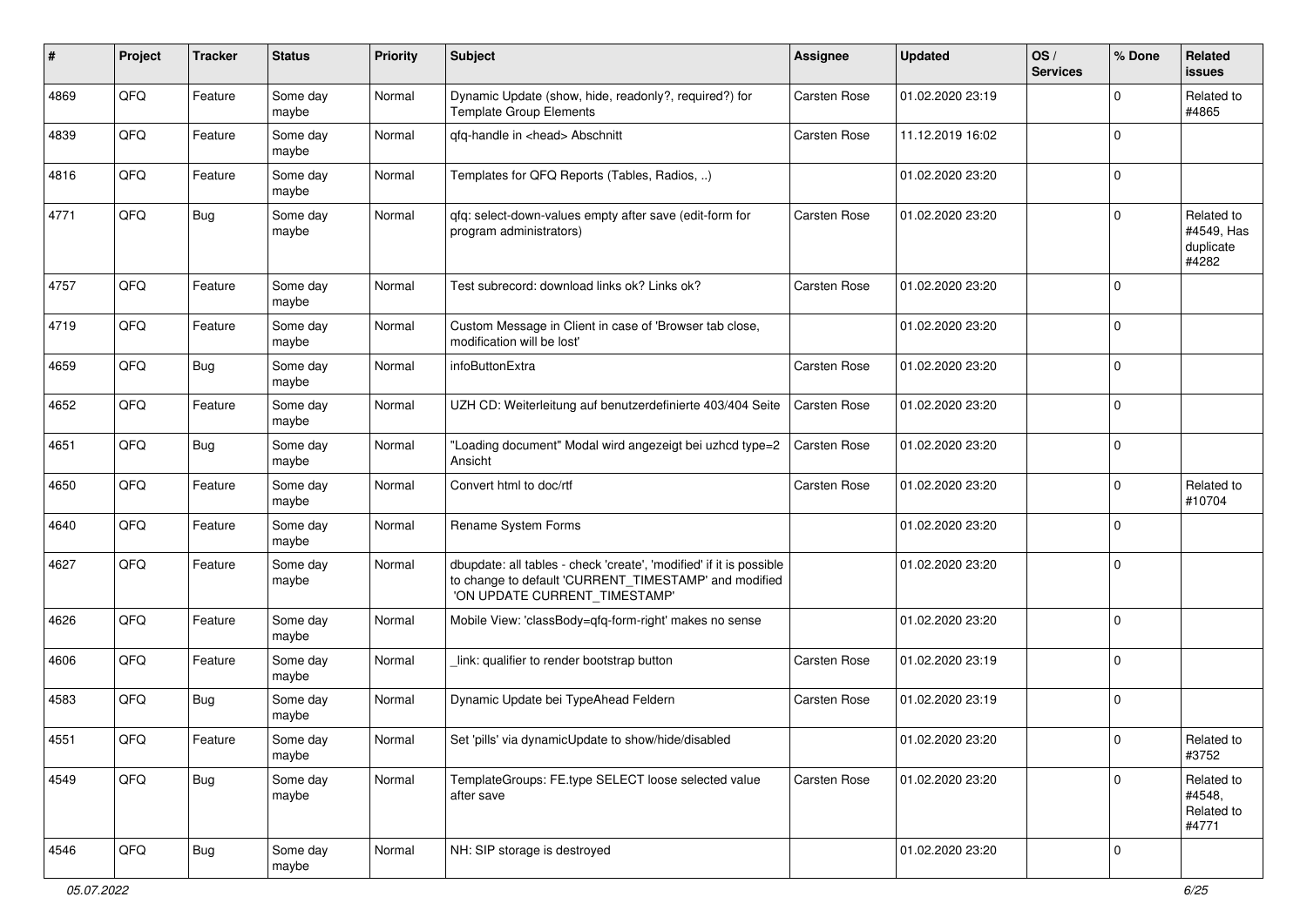| # | Project | Tracker | Status | Priority | Subject | Assignee | Updated | OS / Services | % Done | Related issues |
|---|---|---|---|---|---|---|---|---|---|---|
| 4869 | QFQ | Feature | Some day maybe | Normal | Dynamic Update (show, hide, readonly?, required?) for Template Group Elements | Carsten Rose | 01.02.2020 23:19 | | 0 | Related to #4865 |
| 4839 | QFQ | Feature | Some day maybe | Normal | qfq-handle in <head> Abschnitt | Carsten Rose | 11.12.2019 16:02 | | 0 | |
| 4816 | QFQ | Feature | Some day maybe | Normal | Templates for QFQ Reports (Tables, Radios, ..) | | 01.02.2020 23:20 | | 0 | |
| 4771 | QFQ | Bug | Some day maybe | Normal | qfq: select-down-values empty after save (edit-form for program administrators) | Carsten Rose | 01.02.2020 23:20 | | 0 | Related to #4549, Has duplicate #4282 |
| 4757 | QFQ | Feature | Some day maybe | Normal | Test subrecord: download links ok? Links ok? | Carsten Rose | 01.02.2020 23:20 | | 0 | |
| 4719 | QFQ | Feature | Some day maybe | Normal | Custom Message in Client in case of 'Browser tab close, modification will be lost' | | 01.02.2020 23:20 | | 0 | |
| 4659 | QFQ | Bug | Some day maybe | Normal | infoButtonExtra | Carsten Rose | 01.02.2020 23:20 | | 0 | |
| 4652 | QFQ | Feature | Some day maybe | Normal | UZH CD: Weiterleitung auf benutzerdefinierte 403/404 Seite | Carsten Rose | 01.02.2020 23:20 | | 0 | |
| 4651 | QFQ | Bug | Some day maybe | Normal | "Loading document" Modal wird angezeigt bei uzhcd type=2 Ansicht | Carsten Rose | 01.02.2020 23:20 | | 0 | |
| 4650 | QFQ | Feature | Some day maybe | Normal | Convert html to doc/rtf | Carsten Rose | 01.02.2020 23:20 | | 0 | Related to #10704 |
| 4640 | QFQ | Feature | Some day maybe | Normal | Rename System Forms | | 01.02.2020 23:20 | | 0 | |
| 4627 | QFQ | Feature | Some day maybe | Normal | dbupdate: all tables - check 'create', 'modified' if it is possible to change to default 'CURRENT_TIMESTAMP' and modified 'ON UPDATE CURRENT_TIMESTAMP' | | 01.02.2020 23:20 | | 0 | |
| 4626 | QFQ | Feature | Some day maybe | Normal | Mobile View: 'classBody=qfq-form-right' makes no sense | | 01.02.2020 23:20 | | 0 | |
| 4606 | QFQ | Feature | Some day maybe | Normal | _link: qualifier to render bootstrap button | Carsten Rose | 01.02.2020 23:19 | | 0 | |
| 4583 | QFQ | Bug | Some day maybe | Normal | Dynamic Update bei TypeAhead Feldern | Carsten Rose | 01.02.2020 23:19 | | 0 | |
| 4551 | QFQ | Feature | Some day maybe | Normal | Set 'pills' via dynamicUpdate to show/hide/disabled | | 01.02.2020 23:20 | | 0 | Related to #3752 |
| 4549 | QFQ | Bug | Some day maybe | Normal | TemplateGroups: FE.type SELECT loose selected value after save | Carsten Rose | 01.02.2020 23:20 | | 0 | Related to #4548, Related to #4771 |
| 4546 | QFQ | Bug | Some day maybe | Normal | NH: SIP storage is destroyed | | 01.02.2020 23:20 | | 0 | |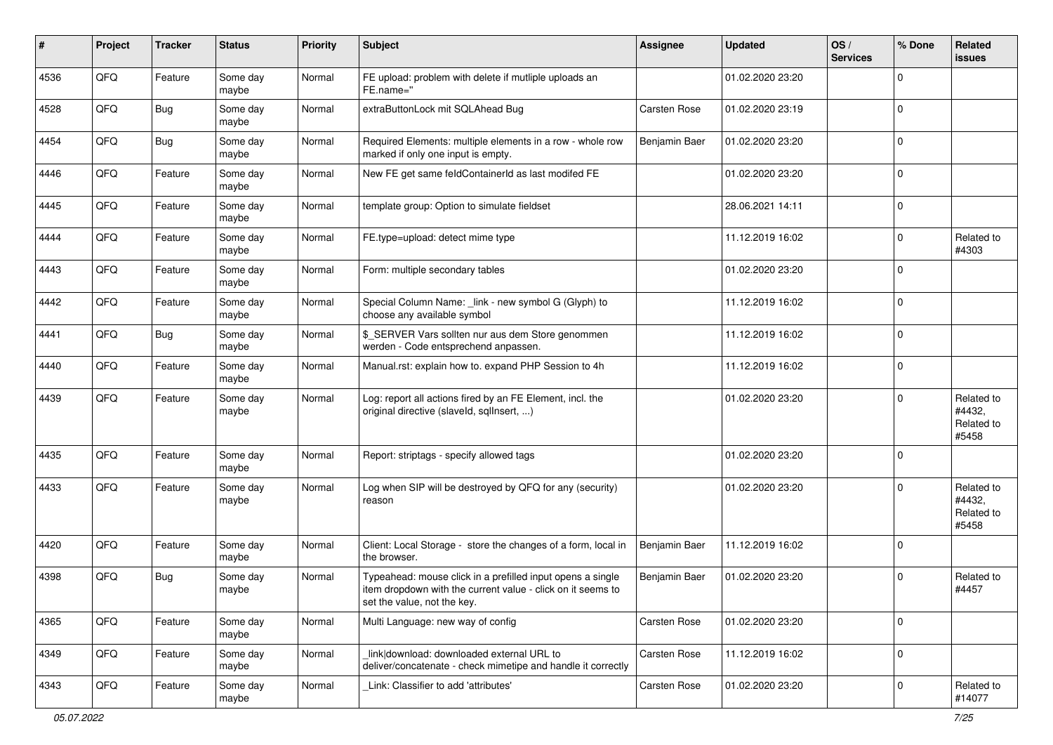| # | Project | Tracker | Status | Priority | Subject | Assignee | Updated | OS / Services | % Done | Related issues |
|---|---|---|---|---|---|---|---|---|---|---|
| 4536 | QFQ | Feature | Some day maybe | Normal | FE upload: problem with delete if mutliple uploads an FE.name=" | | 01.02.2020 23:20 | | 0 | |
| 4528 | QFQ | Bug | Some day maybe | Normal | extraButtonLock mit SQLAhead Bug | Carsten Rose | 01.02.2020 23:19 | | 0 | |
| 4454 | QFQ | Bug | Some day maybe | Normal | Required Elements: multiple elements in a row - whole row marked if only one input is empty. | Benjamin Baer | 01.02.2020 23:20 | | 0 | |
| 4446 | QFQ | Feature | Some day maybe | Normal | New FE get same feldContainerId as last modifed FE | | 01.02.2020 23:20 | | 0 | |
| 4445 | QFQ | Feature | Some day maybe | Normal | template group: Option to simulate fieldset | | 28.06.2021 14:11 | | 0 | |
| 4444 | QFQ | Feature | Some day maybe | Normal | FE.type=upload: detect mime type | | 11.12.2019 16:02 | | 0 | Related to #4303 |
| 4443 | QFQ | Feature | Some day maybe | Normal | Form: multiple secondary tables | | 01.02.2020 23:20 | | 0 | |
| 4442 | QFQ | Feature | Some day maybe | Normal | Special Column Name: _link - new symbol G (Glyph) to choose any available symbol | | 11.12.2019 16:02 | | 0 | |
| 4441 | QFQ | Bug | Some day maybe | Normal | $_SERVER Vars sollten nur aus dem Store genommen werden - Code entsprechend anpassen. | | 11.12.2019 16:02 | | 0 | |
| 4440 | QFQ | Feature | Some day maybe | Normal | Manual.rst: explain how to. expand PHP Session to 4h | | 11.12.2019 16:02 | | 0 | |
| 4439 | QFQ | Feature | Some day maybe | Normal | Log: report all actions fired by an FE Element, incl. the original directive (slaveId, sqlInsert, ...) | | 01.02.2020 23:20 | | 0 | Related to #4432, Related to #5458 |
| 4435 | QFQ | Feature | Some day maybe | Normal | Report: striptags - specify allowed tags | | 01.02.2020 23:20 | | 0 | |
| 4433 | QFQ | Feature | Some day maybe | Normal | Log when SIP will be destroyed by QFQ for any (security) reason | | 01.02.2020 23:20 | | 0 | Related to #4432, Related to #5458 |
| 4420 | QFQ | Feature | Some day maybe | Normal | Client: Local Storage - store the changes of a form, local in the browser. | Benjamin Baer | 11.12.2019 16:02 | | 0 | |
| 4398 | QFQ | Bug | Some day maybe | Normal | Typeahead: mouse click in a prefilled input opens a single item dropdown with the current value - click on it seems to set the value, not the key. | Benjamin Baer | 01.02.2020 23:20 | | 0 | Related to #4457 |
| 4365 | QFQ | Feature | Some day maybe | Normal | Multi Language: new way of config | Carsten Rose | 01.02.2020 23:20 | | 0 | |
| 4349 | QFQ | Feature | Some day maybe | Normal | _link\|download: downloaded external URL to deliver/concatenate - check mimetipe and handle it correctly | Carsten Rose | 11.12.2019 16:02 | | 0 | |
| 4343 | QFQ | Feature | Some day maybe | Normal | _Link: Classifier to add 'attributes' | Carsten Rose | 01.02.2020 23:20 | | 0 | Related to #14077 |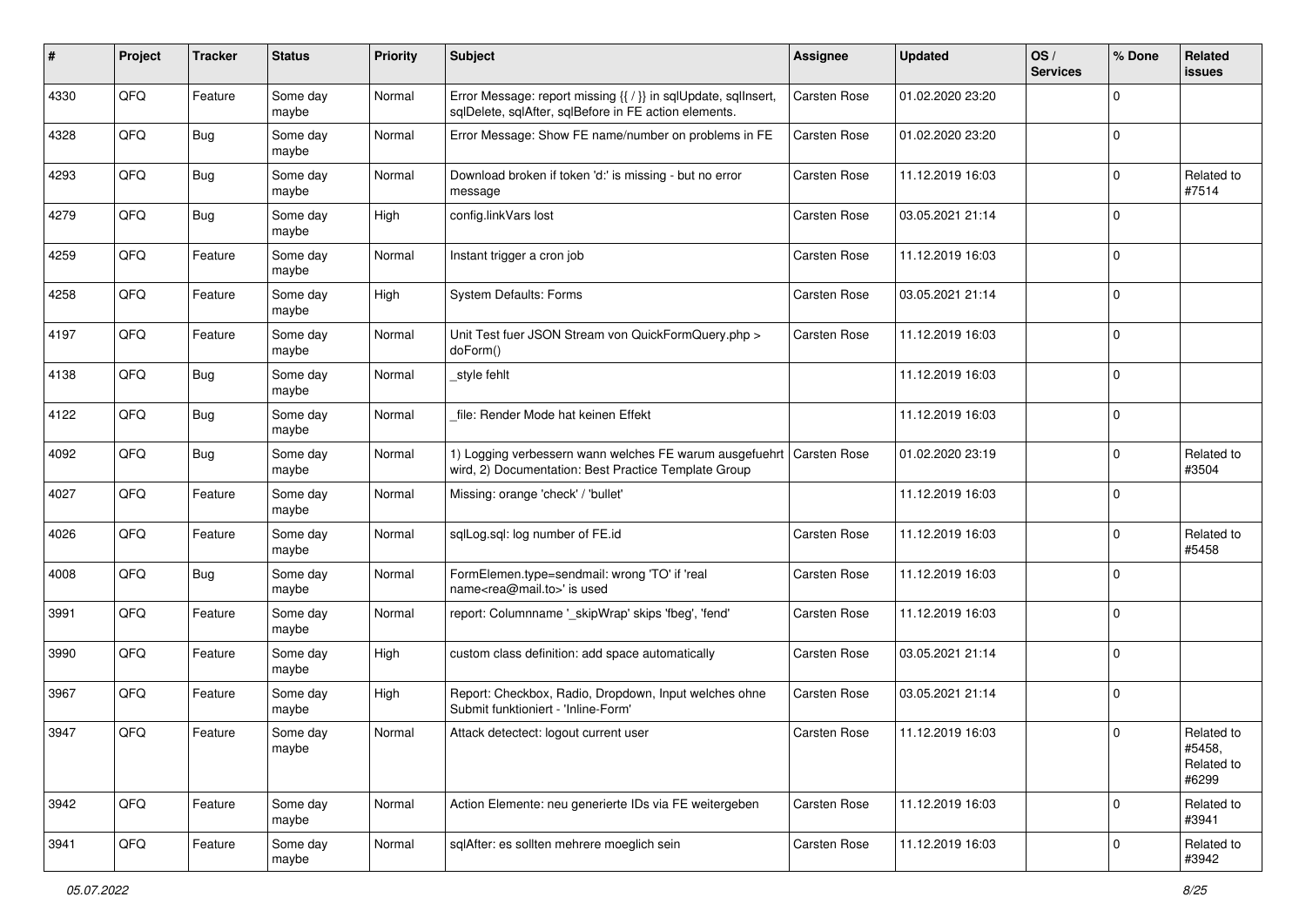| # | Project | Tracker | Status | Priority | Subject | Assignee | Updated | OS / Services | % Done | Related issues |
|---|---|---|---|---|---|---|---|---|---|---|
| 4330 | QFQ | Feature | Some day maybe | Normal | Error Message: report missing {{ / }} in sqlUpdate, sqlInsert, sqlDelete, sqlAfter, sqlBefore in FE action elements. | Carsten Rose | 01.02.2020 23:20 | | 0 | |
| 4328 | QFQ | Bug | Some day maybe | Normal | Error Message: Show FE name/number on problems in FE | Carsten Rose | 01.02.2020 23:20 | | 0 | |
| 4293 | QFQ | Bug | Some day maybe | Normal | Download broken if token 'd:' is missing - but no error message | Carsten Rose | 11.12.2019 16:03 | | 0 | Related to #7514 |
| 4279 | QFQ | Bug | Some day maybe | High | config.linkVars lost | Carsten Rose | 03.05.2021 21:14 | | 0 | |
| 4259 | QFQ | Feature | Some day maybe | Normal | Instant trigger a cron job | Carsten Rose | 11.12.2019 16:03 | | 0 | |
| 4258 | QFQ | Feature | Some day maybe | High | System Defaults: Forms | Carsten Rose | 03.05.2021 21:14 | | 0 | |
| 4197 | QFQ | Feature | Some day maybe | Normal | Unit Test fuer JSON Stream von QuickFormQuery.php > doForm() | Carsten Rose | 11.12.2019 16:03 | | 0 | |
| 4138 | QFQ | Bug | Some day maybe | Normal | _style fehlt | | 11.12.2019 16:03 | | 0 | |
| 4122 | QFQ | Bug | Some day maybe | Normal | _file: Render Mode hat keinen Effekt | | 11.12.2019 16:03 | | 0 | |
| 4092 | QFQ | Bug | Some day maybe | Normal | 1) Logging verbessern wann welches FE warum ausgefuehrt wird, 2) Documentation: Best Practice Template Group | Carsten Rose | 01.02.2020 23:19 | | 0 | Related to #3504 |
| 4027 | QFQ | Feature | Some day maybe | Normal | Missing: orange 'check' / 'bullet' | | 11.12.2019 16:03 | | 0 | |
| 4026 | QFQ | Feature | Some day maybe | Normal | sqlLog.sql: log number of FE.id | Carsten Rose | 11.12.2019 16:03 | | 0 | Related to #5458 |
| 4008 | QFQ | Bug | Some day maybe | Normal | FormElemen.type=sendmail: wrong 'TO' if 'real name<rea@mail.to>' is used | Carsten Rose | 11.12.2019 16:03 | | 0 | |
| 3991 | QFQ | Feature | Some day maybe | Normal | report: Columnname '_skipWrap' skips 'fbeg', 'fend' | Carsten Rose | 11.12.2019 16:03 | | 0 | |
| 3990 | QFQ | Feature | Some day maybe | High | custom class definition: add space automatically | Carsten Rose | 03.05.2021 21:14 | | 0 | |
| 3967 | QFQ | Feature | Some day maybe | High | Report: Checkbox, Radio, Dropdown, Input welches ohne Submit funktioniert - 'Inline-Form' | Carsten Rose | 03.05.2021 21:14 | | 0 | |
| 3947 | QFQ | Feature | Some day maybe | Normal | Attack detectect: logout current user | Carsten Rose | 11.12.2019 16:03 | | 0 | Related to #5458, Related to #6299 |
| 3942 | QFQ | Feature | Some day maybe | Normal | Action Elemente: neu generierte IDs via FE weitergeben | Carsten Rose | 11.12.2019 16:03 | | 0 | Related to #3941 |
| 3941 | QFQ | Feature | Some day maybe | Normal | sqlAfter: es sollten mehrere moeglich sein | Carsten Rose | 11.12.2019 16:03 | | 0 | Related to #3942 |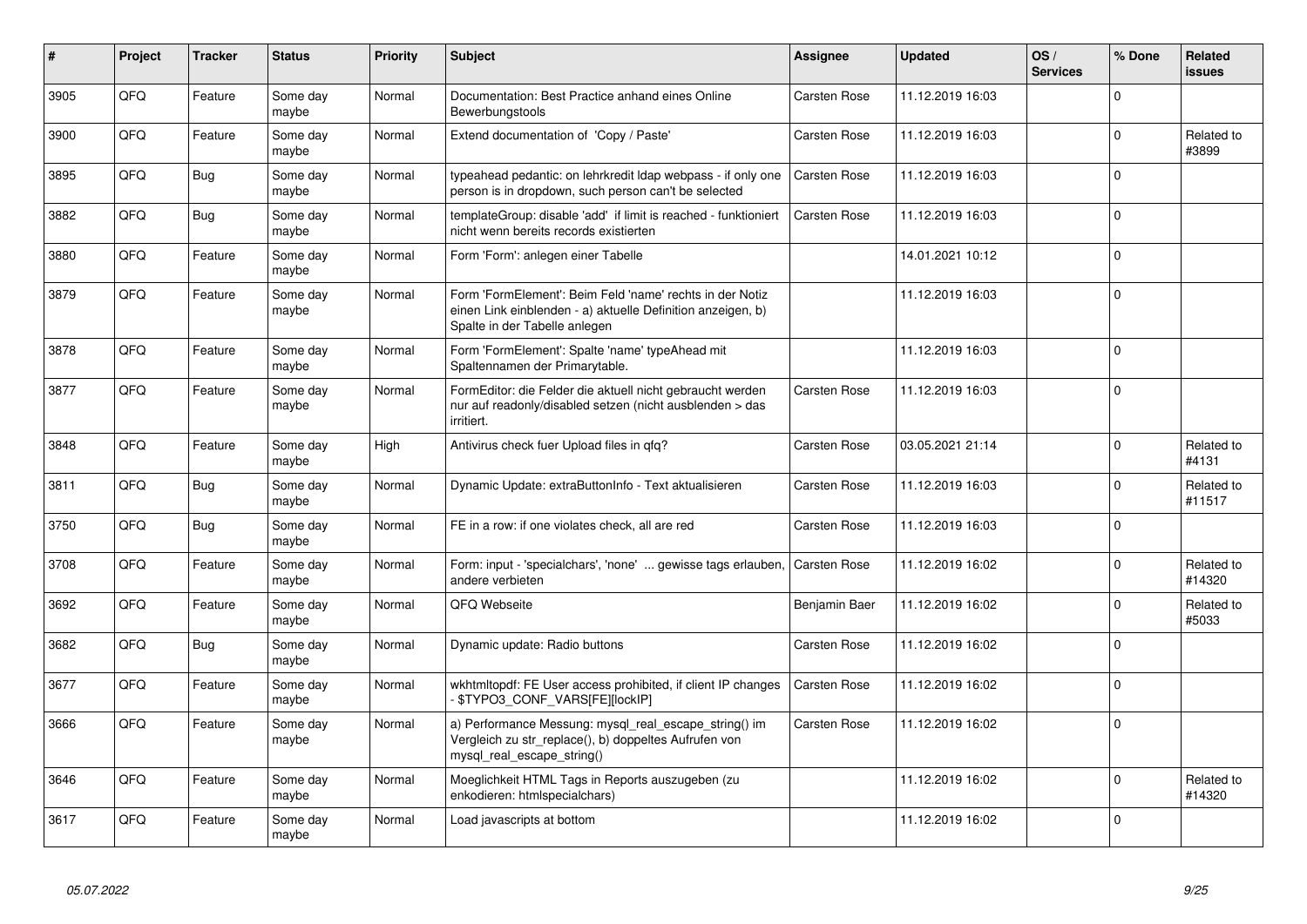| # | Project | Tracker | Status | Priority | Subject | Assignee | Updated | OS / Services | % Done | Related issues |
|---|---|---|---|---|---|---|---|---|---|---|
| 3905 | QFQ | Feature | Some day maybe | Normal | Documentation: Best Practice anhand eines Online Bewerbungstools | Carsten Rose | 11.12.2019 16:03 | | 0 | |
| 3900 | QFQ | Feature | Some day maybe | Normal | Extend documentation of 'Copy / Paste' | Carsten Rose | 11.12.2019 16:03 | | 0 | Related to #3899 |
| 3895 | QFQ | Bug | Some day maybe | Normal | typeahead pedantic: on lehrkredit ldap webpass - if only one person is in dropdown, such person can't be selected | Carsten Rose | 11.12.2019 16:03 | | 0 | |
| 3882 | QFQ | Bug | Some day maybe | Normal | templateGroup: disable 'add' if limit is reached - funktioniert nicht wenn bereits records existierten | Carsten Rose | 11.12.2019 16:03 | | 0 | |
| 3880 | QFQ | Feature | Some day maybe | Normal | Form 'Form': anlegen einer Tabelle | | 14.01.2021 10:12 | | 0 | |
| 3879 | QFQ | Feature | Some day maybe | Normal | Form 'FormElement': Beim Feld 'name' rechts in der Notiz einen Link einblenden - a) aktuelle Definition anzeigen, b) Spalte in der Tabelle anlegen | | 11.12.2019 16:03 | | 0 | |
| 3878 | QFQ | Feature | Some day maybe | Normal | Form 'FormElement': Spalte 'name' typeAhead mit Spaltennamen der Primarytable. | | 11.12.2019 16:03 | | 0 | |
| 3877 | QFQ | Feature | Some day maybe | Normal | FormEditor: die Felder die aktuell nicht gebraucht werden nur auf readonly/disabled setzen (nicht ausblenden > das irritiert. | Carsten Rose | 11.12.2019 16:03 | | 0 | |
| 3848 | QFQ | Feature | Some day maybe | High | Antivirus check fuer Upload files in qfq? | Carsten Rose | 03.05.2021 21:14 | | 0 | Related to #4131 |
| 3811 | QFQ | Bug | Some day maybe | Normal | Dynamic Update: extraButtonInfo - Text aktualisieren | Carsten Rose | 11.12.2019 16:03 | | 0 | Related to #11517 |
| 3750 | QFQ | Bug | Some day maybe | Normal | FE in a row: if one violates check, all are red | Carsten Rose | 11.12.2019 16:03 | | 0 | |
| 3708 | QFQ | Feature | Some day maybe | Normal | Form: input - 'specialchars', 'none' ... gewisse tags erlauben, andere verbieten | Carsten Rose | 11.12.2019 16:02 | | 0 | Related to #14320 |
| 3692 | QFQ | Feature | Some day maybe | Normal | QFQ Webseite | Benjamin Baer | 11.12.2019 16:02 | | 0 | Related to #5033 |
| 3682 | QFQ | Bug | Some day maybe | Normal | Dynamic update: Radio buttons | Carsten Rose | 11.12.2019 16:02 | | 0 | |
| 3677 | QFQ | Feature | Some day maybe | Normal | wkhtmltopdf: FE User access prohibited, if client IP changes - $TYPO3_CONF_VARS[FE][lockIP] | Carsten Rose | 11.12.2019 16:02 | | 0 | |
| 3666 | QFQ | Feature | Some day maybe | Normal | a) Performance Messung: mysql_real_escape_string() im Vergleich zu str_replace(), b) doppeltes Aufrufen von mysql_real_escape_string() | Carsten Rose | 11.12.2019 16:02 | | 0 | |
| 3646 | QFQ | Feature | Some day maybe | Normal | Moeglichkeit HTML Tags in Reports auszugeben (zu enkodieren: htmlspecialchars) | | 11.12.2019 16:02 | | 0 | Related to #14320 |
| 3617 | QFQ | Feature | Some day maybe | Normal | Load javascripts at bottom | | 11.12.2019 16:02 | | 0 | |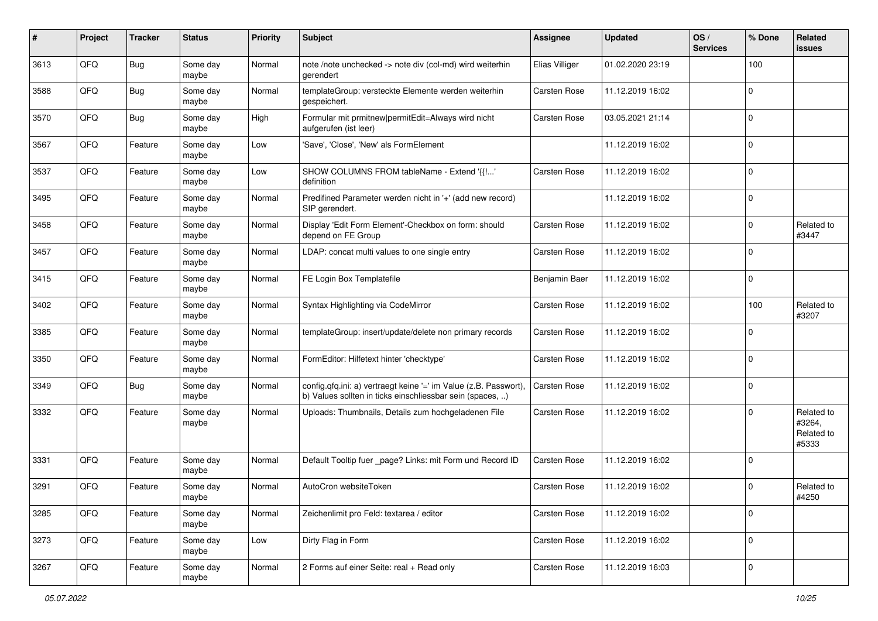| # | Project | Tracker | Status | Priority | Subject | Assignee | Updated | OS / Services | % Done | Related issues |
|---|---|---|---|---|---|---|---|---|---|---|
| 3613 | QFQ | Bug | Some day maybe | Normal | note /note unchecked -> note div (col-md) wird weiterhin gerendert | Elias Villiger | 01.02.2020 23:19 | | 100 | |
| 3588 | QFQ | Bug | Some day maybe | Normal | templateGroup: versteckte Elemente werden weiterhin gespeichert. | Carsten Rose | 11.12.2019 16:02 | | 0 | |
| 3570 | QFQ | Bug | Some day maybe | High | Formular mit prmitnew\|permitEdit=Always wird nicht aufgerufen (ist leer) | Carsten Rose | 03.05.2021 21:14 | | 0 | |
| 3567 | QFQ | Feature | Some day maybe | Low | 'Save', 'Close', 'New' als FormElement | | 11.12.2019 16:02 | | 0 | |
| 3537 | QFQ | Feature | Some day maybe | Low | SHOW COLUMNS FROM tableName - Extend '{{!...' definition | Carsten Rose | 11.12.2019 16:02 | | 0 | |
| 3495 | QFQ | Feature | Some day maybe | Normal | Predifined Parameter werden nicht in '+' (add new record) SIP gerendert. | | 11.12.2019 16:02 | | 0 | |
| 3458 | QFQ | Feature | Some day maybe | Normal | Display 'Edit Form Element'-Checkbox on form: should depend on FE Group | Carsten Rose | 11.12.2019 16:02 | | 0 | Related to #3447 |
| 3457 | QFQ | Feature | Some day maybe | Normal | LDAP: concat multi values to one single entry | Carsten Rose | 11.12.2019 16:02 | | 0 | |
| 3415 | QFQ | Feature | Some day maybe | Normal | FE Login Box Templatefile | Benjamin Baer | 11.12.2019 16:02 | | 0 | |
| 3402 | QFQ | Feature | Some day maybe | Normal | Syntax Highlighting via CodeMirror | Carsten Rose | 11.12.2019 16:02 | | 100 | Related to #3207 |
| 3385 | QFQ | Feature | Some day maybe | Normal | templateGroup: insert/update/delete non primary records | Carsten Rose | 11.12.2019 16:02 | | 0 | |
| 3350 | QFQ | Feature | Some day maybe | Normal | FormEditor: Hilfetext hinter 'checktype' | Carsten Rose | 11.12.2019 16:02 | | 0 | |
| 3349 | QFQ | Bug | Some day maybe | Normal | config.qfq.ini: a) vertraegt keine '=' im Value (z.B. Passwort), b) Values sollten in ticks einschliessbar sein (spaces, ..) | Carsten Rose | 11.12.2019 16:02 | | 0 | |
| 3332 | QFQ | Feature | Some day maybe | Normal | Uploads: Thumbnails, Details zum hochgeladenen File | Carsten Rose | 11.12.2019 16:02 | | 0 | Related to #3264, Related to #5333 |
| 3331 | QFQ | Feature | Some day maybe | Normal | Default Tooltip fuer _page? Links: mit Form und Record ID | Carsten Rose | 11.12.2019 16:02 | | 0 | |
| 3291 | QFQ | Feature | Some day maybe | Normal | AutoCron websiteToken | Carsten Rose | 11.12.2019 16:02 | | 0 | Related to #4250 |
| 3285 | QFQ | Feature | Some day maybe | Normal | Zeichenlimit pro Feld: textarea / editor | Carsten Rose | 11.12.2019 16:02 | | 0 | |
| 3273 | QFQ | Feature | Some day maybe | Low | Dirty Flag in Form | Carsten Rose | 11.12.2019 16:02 | | 0 | |
| 3267 | QFQ | Feature | Some day maybe | Normal | 2 Forms auf einer Seite: real + Read only | Carsten Rose | 11.12.2019 16:03 | | 0 | |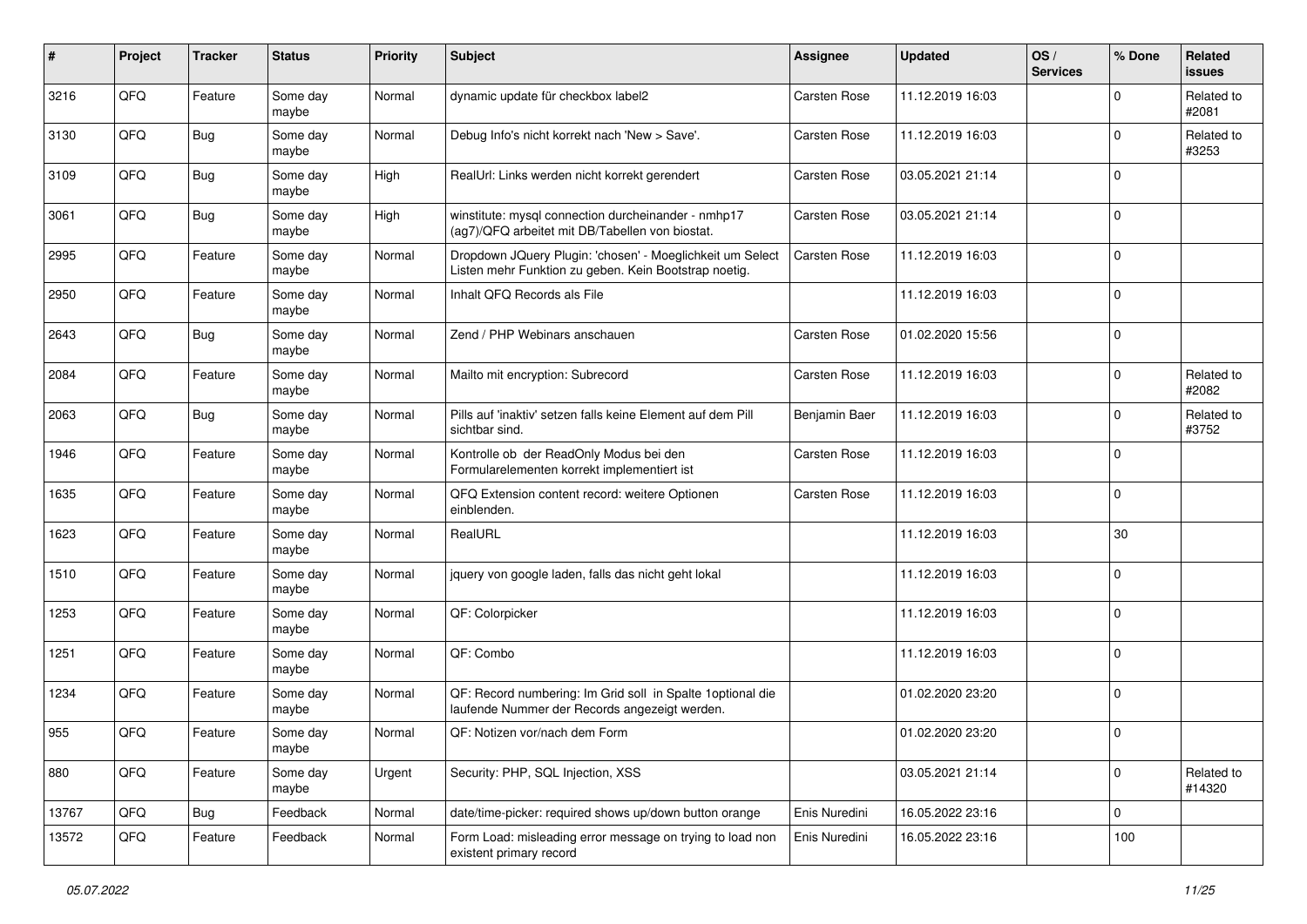| # | Project | Tracker | Status | Priority | Subject | Assignee | Updated | OS / Services | % Done | Related issues |
|---|---|---|---|---|---|---|---|---|---|---|
| 3216 | QFQ | Feature | Some day maybe | Normal | dynamic update für checkbox label2 | Carsten Rose | 11.12.2019 16:03 | | 0 | Related to #2081 |
| 3130 | QFQ | Bug | Some day maybe | Normal | Debug Info's nicht korrekt nach 'New > Save'. | Carsten Rose | 11.12.2019 16:03 | | 0 | Related to #3253 |
| 3109 | QFQ | Bug | Some day maybe | High | RealUrl: Links werden nicht korrekt gerendert | Carsten Rose | 03.05.2021 21:14 | | 0 | |
| 3061 | QFQ | Bug | Some day maybe | High | winstitute: mysql connection durcheinander - nmhp17 (ag7)/QFQ arbeitet mit DB/Tabellen von biostat. | Carsten Rose | 03.05.2021 21:14 | | 0 | |
| 2995 | QFQ | Feature | Some day maybe | Normal | Dropdown JQuery Plugin: 'chosen' - Moeglichkeit um Select Listen mehr Funktion zu geben. Kein Bootstrap noetig. | Carsten Rose | 11.12.2019 16:03 | | 0 | |
| 2950 | QFQ | Feature | Some day maybe | Normal | Inhalt QFQ Records als File | | 11.12.2019 16:03 | | 0 | |
| 2643 | QFQ | Bug | Some day maybe | Normal | Zend / PHP Webinars anschauen | Carsten Rose | 01.02.2020 15:56 | | 0 | |
| 2084 | QFQ | Feature | Some day maybe | Normal | Mailto mit encryption: Subrecord | Carsten Rose | 11.12.2019 16:03 | | 0 | Related to #2082 |
| 2063 | QFQ | Bug | Some day maybe | Normal | Pills auf 'inaktiv' setzen falls keine Element auf dem Pill sichtbar sind. | Benjamin Baer | 11.12.2019 16:03 | | 0 | Related to #3752 |
| 1946 | QFQ | Feature | Some day maybe | Normal | Kontrolle ob der ReadOnly Modus bei den Formularelementen korrekt implementiert ist | Carsten Rose | 11.12.2019 16:03 | | 0 | |
| 1635 | QFQ | Feature | Some day maybe | Normal | QFQ Extension content record: weitere Optionen einblenden. | Carsten Rose | 11.12.2019 16:03 | | 0 | |
| 1623 | QFQ | Feature | Some day maybe | Normal | RealURL | | 11.12.2019 16:03 | | 30 | |
| 1510 | QFQ | Feature | Some day maybe | Normal | jquery von google laden, falls das nicht geht lokal | | 11.12.2019 16:03 | | 0 | |
| 1253 | QFQ | Feature | Some day maybe | Normal | QF: Colorpicker | | 11.12.2019 16:03 | | 0 | |
| 1251 | QFQ | Feature | Some day maybe | Normal | QF: Combo | | 11.12.2019 16:03 | | 0 | |
| 1234 | QFQ | Feature | Some day maybe | Normal | QF: Record numbering: Im Grid soll in Spalte 1optional die laufende Nummer der Records angezeigt werden. | | 01.02.2020 23:20 | | 0 | |
| 955 | QFQ | Feature | Some day maybe | Normal | QF: Notizen vor/nach dem Form | | 01.02.2020 23:20 | | 0 | |
| 880 | QFQ | Feature | Some day maybe | Urgent | Security: PHP, SQL Injection, XSS | | 03.05.2021 21:14 | | 0 | Related to #14320 |
| 13767 | QFQ | Bug | Feedback | Normal | date/time-picker: required shows up/down button orange | Enis Nuredini | 16.05.2022 23:16 | | 0 | |
| 13572 | QFQ | Feature | Feedback | Normal | Form Load: misleading error message on trying to load non existent primary record | Enis Nuredini | 16.05.2022 23:16 | | 100 | |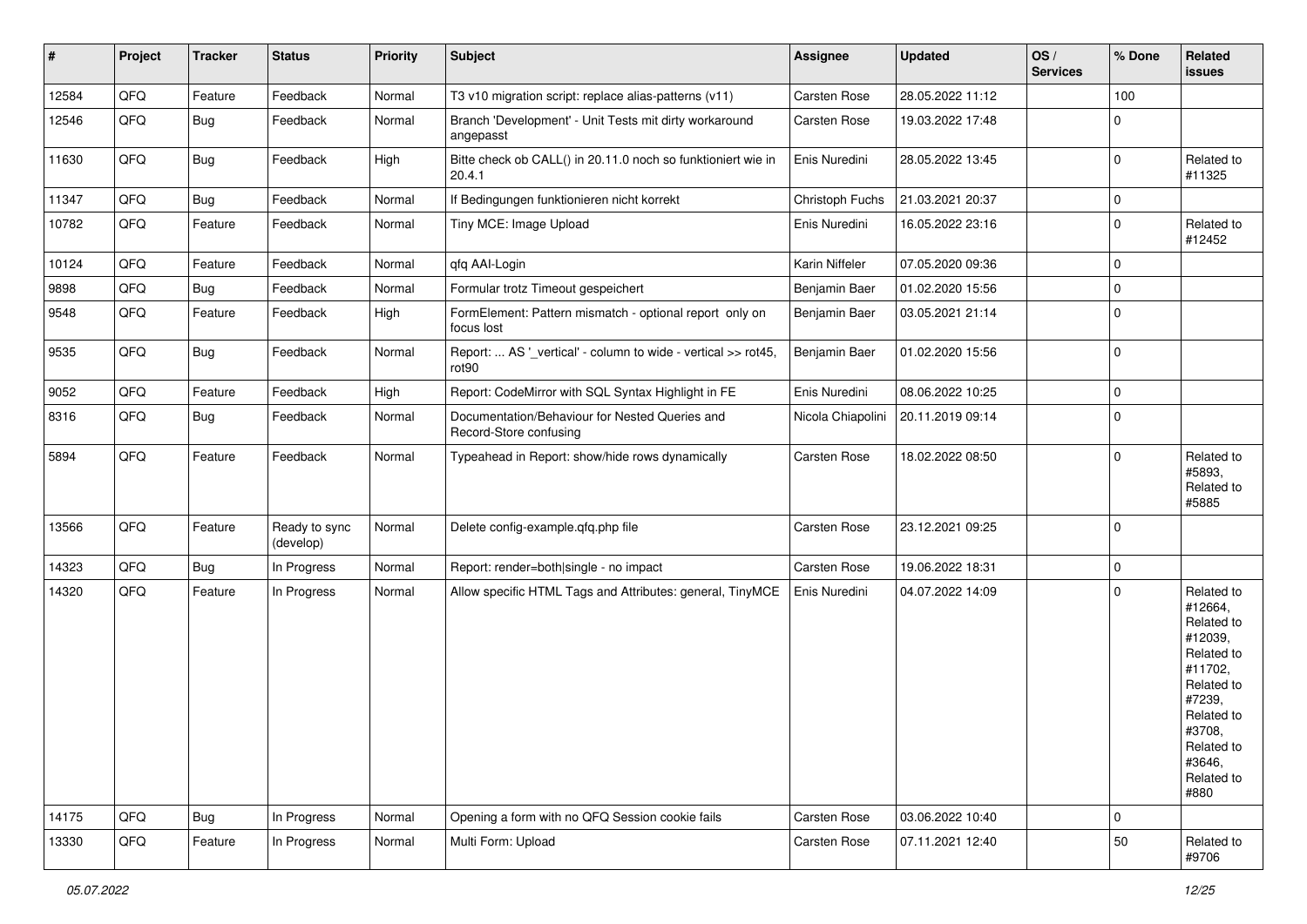| # | Project | Tracker | Status | Priority | Subject | Assignee | Updated | OS / Services | % Done | Related issues |
|---|---|---|---|---|---|---|---|---|---|---|
| 12584 | QFQ | Feature | Feedback | Normal | T3 v10 migration script: replace alias-patterns (v11) | Carsten Rose | 28.05.2022 11:12 | | 100 | |
| 12546 | QFQ | Bug | Feedback | Normal | Branch 'Development' - Unit Tests mit dirty workaround angepasst | Carsten Rose | 19.03.2022 17:48 | | 0 | |
| 11630 | QFQ | Bug | Feedback | High | Bitte check ob CALL() in 20.11.0 noch so funktioniert wie in 20.4.1 | Enis Nuredini | 28.05.2022 13:45 | | 0 | Related to #11325 |
| 11347 | QFQ | Bug | Feedback | Normal | If Bedingungen funktionieren nicht korrekt | Christoph Fuchs | 21.03.2021 20:37 | | 0 | |
| 10782 | QFQ | Feature | Feedback | Normal | Tiny MCE: Image Upload | Enis Nuredini | 16.05.2022 23:16 | | 0 | Related to #12452 |
| 10124 | QFQ | Feature | Feedback | Normal | qfq AAI-Login | Karin Niffeler | 07.05.2020 09:36 | | 0 | |
| 9898 | QFQ | Bug | Feedback | Normal | Formular trotz Timeout gespeichert | Benjamin Baer | 01.02.2020 15:56 | | 0 | |
| 9548 | QFQ | Feature | Feedback | High | FormElement: Pattern mismatch - optional report only on focus lost | Benjamin Baer | 03.05.2021 21:14 | | 0 | |
| 9535 | QFQ | Bug | Feedback | Normal | Report: ... AS '_vertical' - column to wide - vertical >> rot45, rot90 | Benjamin Baer | 01.02.2020 15:56 | | 0 | |
| 9052 | QFQ | Feature | Feedback | High | Report: CodeMirror with SQL Syntax Highlight in FE | Enis Nuredini | 08.06.2022 10:25 | | 0 | |
| 8316 | QFQ | Bug | Feedback | Normal | Documentation/Behaviour for Nested Queries and Record-Store confusing | Nicola Chiapolini | 20.11.2019 09:14 | | 0 | |
| 5894 | QFQ | Feature | Feedback | Normal | Typeahead in Report: show/hide rows dynamically | Carsten Rose | 18.02.2022 08:50 | | 0 | Related to #5893, Related to #5885 |
| 13566 | QFQ | Feature | Ready to sync (develop) | Normal | Delete config-example.qfq.php file | Carsten Rose | 23.12.2021 09:25 | | 0 | |
| 14323 | QFQ | Bug | In Progress | Normal | Report: render=both\|single - no impact | Carsten Rose | 19.06.2022 18:31 | | 0 | |
| 14320 | QFQ | Feature | In Progress | Normal | Allow specific HTML Tags and Attributes: general, TinyMCE | Enis Nuredini | 04.07.2022 14:09 | | 0 | Related to #12664, Related to #12039, Related to #11702, Related to #7239, Related to #3708, Related to #3646, Related to #880 |
| 14175 | QFQ | Bug | In Progress | Normal | Opening a form with no QFQ Session cookie fails | Carsten Rose | 03.06.2022 10:40 | | 0 | |
| 13330 | QFQ | Feature | In Progress | Normal | Multi Form: Upload | Carsten Rose | 07.11.2021 12:40 | | 50 | Related to #9706 |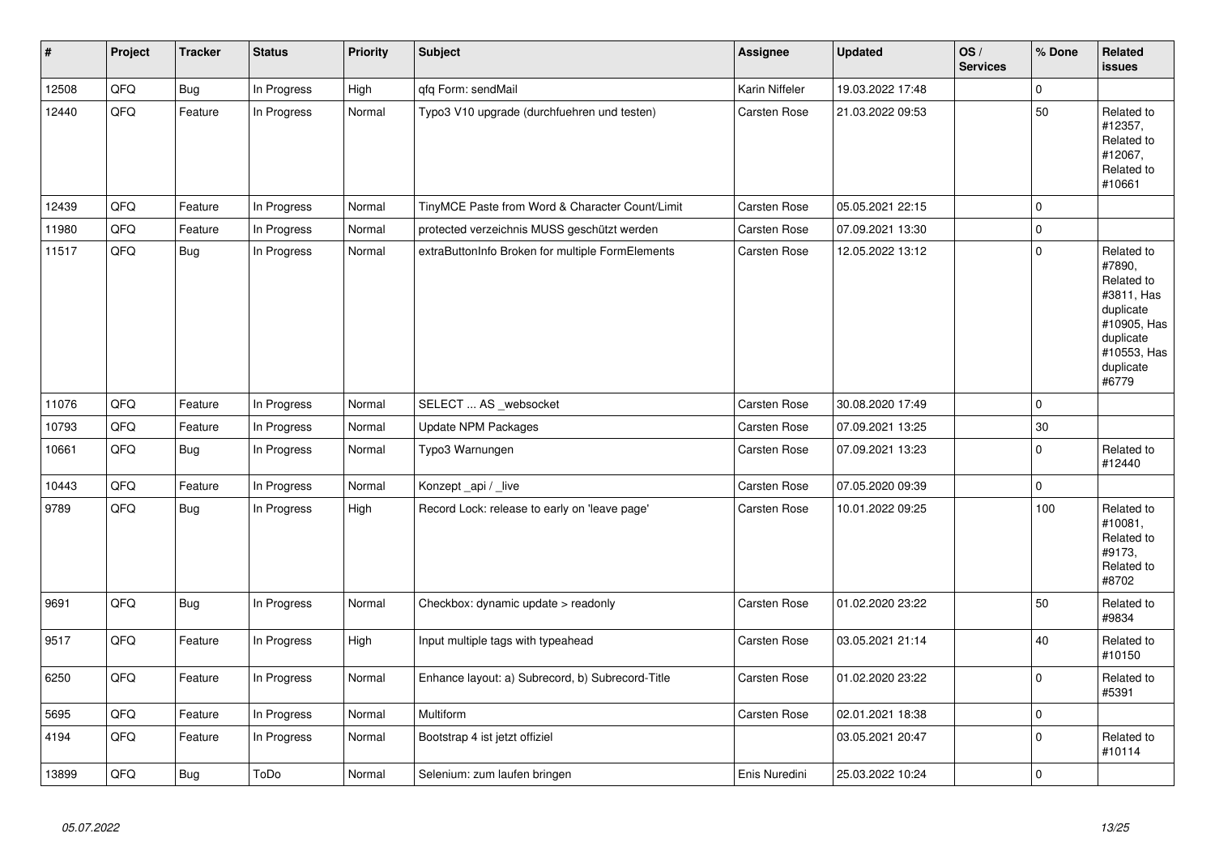| # | Project | Tracker | Status | Priority | Subject | Assignee | Updated | OS / Services | % Done | Related issues |
|---|---|---|---|---|---|---|---|---|---|---|
| 12508 | QFQ | Bug | In Progress | High | qfq Form: sendMail | Karin Niffeler | 19.03.2022 17:48 | | 0 | |
| 12440 | QFQ | Feature | In Progress | Normal | Typo3 V10 upgrade (durchfuehren und testen) | Carsten Rose | 21.03.2022 09:53 | | 50 | Related to #12357, Related to #12067, Related to #10661 |
| 12439 | QFQ | Feature | In Progress | Normal | TinyMCE Paste from Word & Character Count/Limit | Carsten Rose | 05.05.2021 22:15 | | 0 | |
| 11980 | QFQ | Feature | In Progress | Normal | protected verzeichnis MUSS geschützt werden | Carsten Rose | 07.09.2021 13:30 | | 0 | |
| 11517 | QFQ | Bug | In Progress | Normal | extraButtonInfo Broken for multiple FormElements | Carsten Rose | 12.05.2022 13:12 | | 0 | Related to #7890, Related to #3811, Has duplicate #10905, Has duplicate #10553, Has duplicate #6779 |
| 11076 | QFQ | Feature | In Progress | Normal | SELECT ... AS _websocket | Carsten Rose | 30.08.2020 17:49 | | 0 | |
| 10793 | QFQ | Feature | In Progress | Normal | Update NPM Packages | Carsten Rose | 07.09.2021 13:25 | | 30 | |
| 10661 | QFQ | Bug | In Progress | Normal | Typo3 Warnungen | Carsten Rose | 07.09.2021 13:23 | | 0 | Related to #12440 |
| 10443 | QFQ | Feature | In Progress | Normal | Konzept _api / _live | Carsten Rose | 07.05.2020 09:39 | | 0 | |
| 9789 | QFQ | Bug | In Progress | High | Record Lock: release to early on 'leave page' | Carsten Rose | 10.01.2022 09:25 | | 100 | Related to #10081, Related to #9173, Related to #8702 |
| 9691 | QFQ | Bug | In Progress | Normal | Checkbox: dynamic update > readonly | Carsten Rose | 01.02.2020 23:22 | | 50 | Related to #9834 |
| 9517 | QFQ | Feature | In Progress | High | Input multiple tags with typeahead | Carsten Rose | 03.05.2021 21:14 | | 40 | Related to #10150 |
| 6250 | QFQ | Feature | In Progress | Normal | Enhance layout: a) Subrecord, b) Subrecord-Title | Carsten Rose | 01.02.2020 23:22 | | 0 | Related to #5391 |
| 5695 | QFQ | Feature | In Progress | Normal | Multiform | Carsten Rose | 02.01.2021 18:38 | | 0 | |
| 4194 | QFQ | Feature | In Progress | Normal | Bootstrap 4 ist jetzt offiziel | | 03.05.2021 20:47 | | 0 | Related to #10114 |
| 13899 | QFQ | Bug | ToDo | Normal | Selenium: zum laufen bringen | Enis Nuredini | 25.03.2022 10:24 | | 0 | |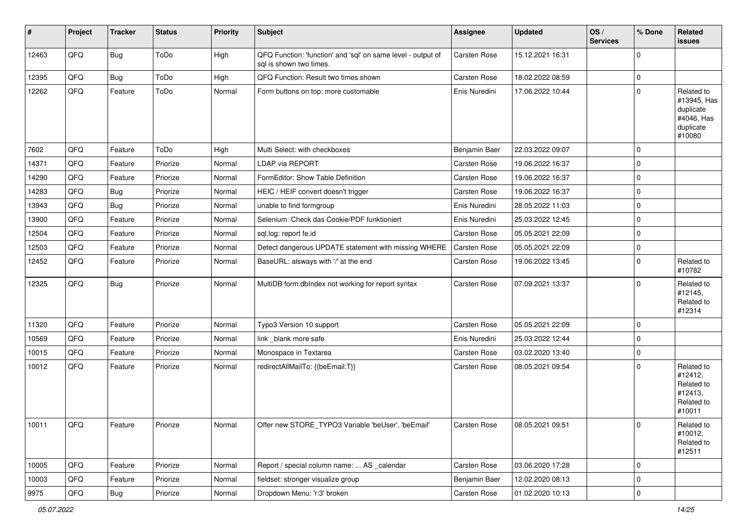| # | Project | Tracker | Status | Priority | Subject | Assignee | Updated | OS / Services | % Done | Related issues |
|---|---|---|---|---|---|---|---|---|---|---|
| 12463 | QFQ | Bug | ToDo | High | QFQ Function: 'function' and 'sql' on same level - output of sql is shown two times. | Carsten Rose | 15.12.2021 16:31 | | 0 | |
| 12395 | QFQ | Bug | ToDo | High | QFQ Function: Result two times shown | Carsten Rose | 18.02.2022 08:59 | | 0 | |
| 12262 | QFQ | Feature | ToDo | Normal | Form buttons on top: more customable | Enis Nuredini | 17.06.2022 10:44 | | 0 | Related to #13945, Has duplicate #4046, Has duplicate #10080 |
| 7602 | QFQ | Feature | ToDo | High | Multi Select: with checkboxes | Benjamin Baer | 22.03.2022 09:07 | | 0 | |
| 14371 | QFQ | Feature | Priorize | Normal | LDAP via REPORT | Carsten Rose | 19.06.2022 16:37 | | 0 | |
| 14290 | QFQ | Feature | Priorize | Normal | FormEditor: Show Table Definition | Carsten Rose | 19.06.2022 16:37 | | 0 | |
| 14283 | QFQ | Bug | Priorize | Normal | HEIC / HEIF convert doesn't trigger | Carsten Rose | 19.06.2022 16:37 | | 0 | |
| 13943 | QFQ | Bug | Priorize | Normal | unable to find formgroup | Enis Nuredini | 28.05.2022 11:03 | | 0 | |
| 13900 | QFQ | Feature | Priorize | Normal | Selenium: Check das Cookie/PDF funktioniert | Enis Nuredini | 25.03.2022 12:45 | | 0 | |
| 12504 | QFQ | Feature | Priorize | Normal | sql.log: report fe.id | Carsten Rose | 05.05.2021 22:09 | | 0 | |
| 12503 | QFQ | Feature | Priorize | Normal | Detect dangerous UPDATE statement with missing WHERE | Carsten Rose | 05.05.2021 22:09 | | 0 | |
| 12452 | QFQ | Feature | Priorize | Normal | BaseURL: alsways with '/' at the end | Carsten Rose | 19.06.2022 13:45 | | 0 | Related to #10782 |
| 12325 | QFQ | Bug | Priorize | Normal | MultiDB form.dbIndex not working for report syntax | Carsten Rose | 07.09.2021 13:37 | | 0 | Related to #12145, Related to #12314 |
| 11320 | QFQ | Feature | Priorize | Normal | Typo3 Version 10 support | Carsten Rose | 05.05.2021 22:09 | | 0 | |
| 10569 | QFQ | Feature | Priorize | Normal | link _blank more safe | Enis Nuredini | 25.03.2022 12:44 | | 0 | |
| 10015 | QFQ | Feature | Priorize | Normal | Monospace in Textarea | Carsten Rose | 03.02.2020 13:40 | | 0 | |
| 10012 | QFQ | Feature | Priorize | Normal | redirectAllMailTo: {{beEmail:T}} | Carsten Rose | 08.05.2021 09:54 | | 0 | Related to #12412, Related to #12413, Related to #10011 |
| 10011 | QFQ | Feature | Priorize | Normal | Offer new STORE_TYPO3 Variable 'beUser', 'beEmail' | Carsten Rose | 08.05.2021 09:51 | | 0 | Related to #10012, Related to #12511 |
| 10005 | QFQ | Feature | Priorize | Normal | Report / special column name: ... AS _calendar | Carsten Rose | 03.06.2020 17:28 | | 0 | |
| 10003 | QFQ | Feature | Priorize | Normal | fieldset: stronger visualize group | Benjamin Baer | 12.02.2020 08:13 | | 0 | |
| 9975 | QFQ | Bug | Priorize | Normal | Dropdown Menu: 'r:3' broken | Carsten Rose | 01.02.2020 10:13 | | 0 | |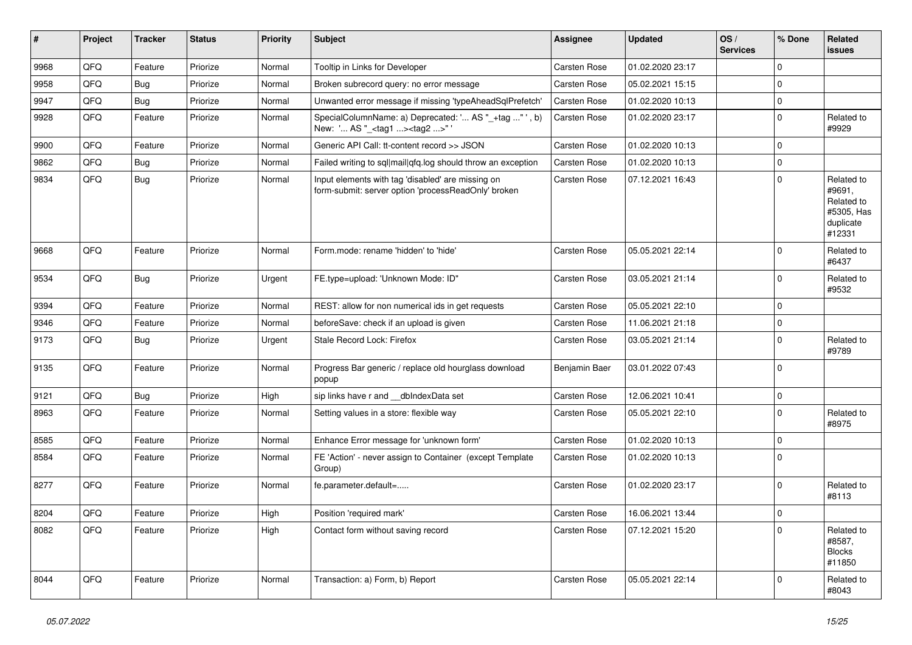| # | Project | Tracker | Status | Priority | Subject | Assignee | Updated | OS / Services | % Done | Related issues |
|---|---|---|---|---|---|---|---|---|---|---|
| 9968 | QFQ | Feature | Priorize | Normal | Tooltip in Links for Developer | Carsten Rose | 01.02.2020 23:17 | | 0 | |
| 9958 | QFQ | Bug | Priorize | Normal | Broken subrecord query: no error message | Carsten Rose | 05.02.2021 15:15 | | 0 | |
| 9947 | QFQ | Bug | Priorize | Normal | Unwanted error message if missing 'typeAheadSqlPrefetch' | Carsten Rose | 01.02.2020 10:13 | | 0 | |
| 9928 | QFQ | Feature | Priorize | Normal | SpecialColumnName: a) Deprecated: '... AS "_+tag ..." ', b) New: '... AS "_<tag1 ...><tag2 ...>" ' | Carsten Rose | 01.02.2020 23:17 | | 0 | Related to #9929 |
| 9900 | QFQ | Feature | Priorize | Normal | Generic API Call: tt-content record >> JSON | Carsten Rose | 01.02.2020 10:13 | | 0 | |
| 9862 | QFQ | Bug | Priorize | Normal | Failed writing to sql\|mail\|qfq.log should throw an exception | Carsten Rose | 01.02.2020 10:13 | | 0 | |
| 9834 | QFQ | Bug | Priorize | Normal | Input elements with tag 'disabled' are missing on form-submit: server option 'processReadOnly' broken | Carsten Rose | 07.12.2021 16:43 | | 0 | Related to #9691, Related to #5305, Has duplicate #12331 |
| 9668 | QFQ | Feature | Priorize | Normal | Form.mode: rename 'hidden' to 'hide' | Carsten Rose | 05.05.2021 22:14 | | 0 | Related to #6437 |
| 9534 | QFQ | Bug | Priorize | Urgent | FE.type=upload: 'Unknown Mode: ID" | Carsten Rose | 03.05.2021 21:14 | | 0 | Related to #9532 |
| 9394 | QFQ | Feature | Priorize | Normal | REST: allow for non numerical ids in get requests | Carsten Rose | 05.05.2021 22:10 | | 0 | |
| 9346 | QFQ | Feature | Priorize | Normal | beforeSave: check if an upload is given | Carsten Rose | 11.06.2021 21:18 | | 0 | |
| 9173 | QFQ | Bug | Priorize | Urgent | Stale Record Lock: Firefox | Carsten Rose | 03.05.2021 21:14 | | 0 | Related to #9789 |
| 9135 | QFQ | Feature | Priorize | Normal | Progress Bar generic / replace old hourglass download popup | Benjamin Baer | 03.01.2022 07:43 | | 0 | |
| 9121 | QFQ | Bug | Priorize | High | sip links have r and __dbIndexData set | Carsten Rose | 12.06.2021 10:41 | | 0 | |
| 8963 | QFQ | Feature | Priorize | Normal | Setting values in a store: flexible way | Carsten Rose | 05.05.2021 22:10 | | 0 | Related to #8975 |
| 8585 | QFQ | Feature | Priorize | Normal | Enhance Error message for 'unknown form' | Carsten Rose | 01.02.2020 10:13 | | 0 | |
| 8584 | QFQ | Feature | Priorize | Normal | FE 'Action' - never assign to Container (except Template Group) | Carsten Rose | 01.02.2020 10:13 | | 0 | |
| 8277 | QFQ | Feature | Priorize | Normal | fe.parameter.default=..... | Carsten Rose | 01.02.2020 23:17 | | 0 | Related to #8113 |
| 8204 | QFQ | Feature | Priorize | High | Position 'required mark' | Carsten Rose | 16.06.2021 13:44 | | 0 | |
| 8082 | QFQ | Feature | Priorize | High | Contact form without saving record | Carsten Rose | 07.12.2021 15:20 | | 0 | Related to #8587, Blocks #11850 |
| 8044 | QFQ | Feature | Priorize | Normal | Transaction: a) Form, b) Report | Carsten Rose | 05.05.2021 22:14 | | 0 | Related to #8043 |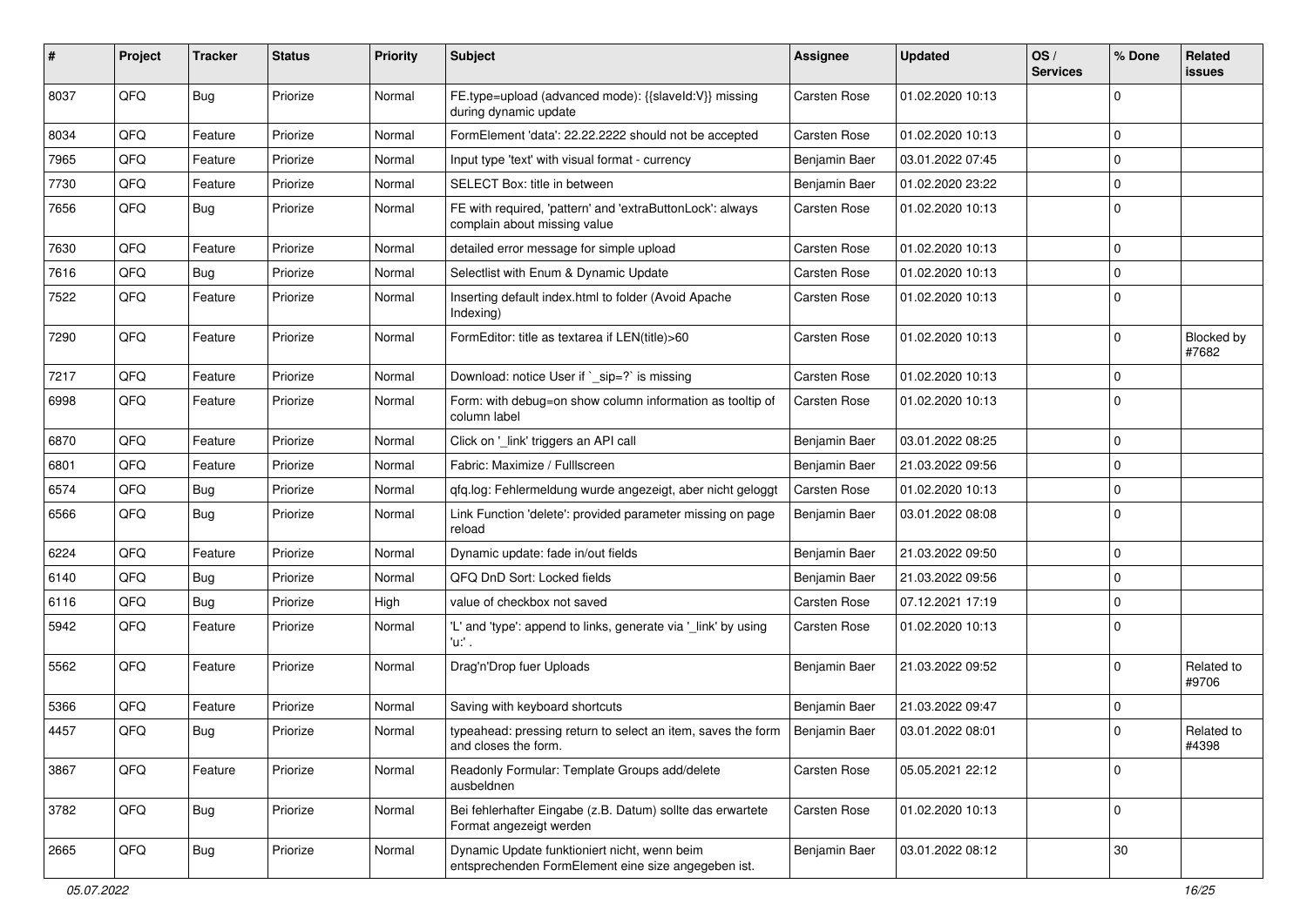| # | Project | Tracker | Status | Priority | Subject | Assignee | Updated | OS / Services | % Done | Related issues |
|---|---|---|---|---|---|---|---|---|---|---|
| 8037 | QFQ | Bug | Priorize | Normal | FE.type=upload (advanced mode): {{slaveId:V}} missing during dynamic update | Carsten Rose | 01.02.2020 10:13 | | 0 | |
| 8034 | QFQ | Feature | Priorize | Normal | FormElement 'data': 22.22.2222 should not be accepted | Carsten Rose | 01.02.2020 10:13 | | 0 | |
| 7965 | QFQ | Feature | Priorize | Normal | Input type 'text' with visual format - currency | Benjamin Baer | 03.01.2022 07:45 | | 0 | |
| 7730 | QFQ | Feature | Priorize | Normal | SELECT Box: title in between | Benjamin Baer | 01.02.2020 23:22 | | 0 | |
| 7656 | QFQ | Bug | Priorize | Normal | FE with required, 'pattern' and 'extraButtonLock': always complain about missing value | Carsten Rose | 01.02.2020 10:13 | | 0 | |
| 7630 | QFQ | Feature | Priorize | Normal | detailed error message for simple upload | Carsten Rose | 01.02.2020 10:13 | | 0 | |
| 7616 | QFQ | Bug | Priorize | Normal | Selectlist with Enum & Dynamic Update | Carsten Rose | 01.02.2020 10:13 | | 0 | |
| 7522 | QFQ | Feature | Priorize | Normal | Inserting default index.html to folder (Avoid Apache Indexing) | Carsten Rose | 01.02.2020 10:13 | | 0 | |
| 7290 | QFQ | Feature | Priorize | Normal | FormEditor: title as textarea if LEN(title)>60 | Carsten Rose | 01.02.2020 10:13 | | 0 | Blocked by #7682 |
| 7217 | QFQ | Feature | Priorize | Normal | Download: notice User if `_sip=?` is missing | Carsten Rose | 01.02.2020 10:13 | | 0 | |
| 6998 | QFQ | Feature | Priorize | Normal | Form: with debug=on show column information as tooltip of column label | Carsten Rose | 01.02.2020 10:13 | | 0 | |
| 6870 | QFQ | Feature | Priorize | Normal | Click on '_link' triggers an API call | Benjamin Baer | 03.01.2022 08:25 | | 0 | |
| 6801 | QFQ | Feature | Priorize | Normal | Fabric: Maximize / Fulllscreen | Benjamin Baer | 21.03.2022 09:56 | | 0 | |
| 6574 | QFQ | Bug | Priorize | Normal | qfq.log: Fehlermeldung wurde angezeigt, aber nicht geloggt | Carsten Rose | 01.02.2020 10:13 | | 0 | |
| 6566 | QFQ | Bug | Priorize | Normal | Link Function 'delete': provided parameter missing on page reload | Benjamin Baer | 03.01.2022 08:08 | | 0 | |
| 6224 | QFQ | Feature | Priorize | Normal | Dynamic update: fade in/out fields | Benjamin Baer | 21.03.2022 09:50 | | 0 | |
| 6140 | QFQ | Bug | Priorize | Normal | QFQ DnD Sort: Locked fields | Benjamin Baer | 21.03.2022 09:56 | | 0 | |
| 6116 | QFQ | Bug | Priorize | High | value of checkbox not saved | Carsten Rose | 07.12.2021 17:19 | | 0 | |
| 5942 | QFQ | Feature | Priorize | Normal | 'L' and 'type': append to links, generate via '_link' by using 'u:' . | Carsten Rose | 01.02.2020 10:13 | | 0 | |
| 5562 | QFQ | Feature | Priorize | Normal | Drag'n'Drop fuer Uploads | Benjamin Baer | 21.03.2022 09:52 | | 0 | Related to #9706 |
| 5366 | QFQ | Feature | Priorize | Normal | Saving with keyboard shortcuts | Benjamin Baer | 21.03.2022 09:47 | | 0 | |
| 4457 | QFQ | Bug | Priorize | Normal | typeahead: pressing return to select an item, saves the form and closes the form. | Benjamin Baer | 03.01.2022 08:01 | | 0 | Related to #4398 |
| 3867 | QFQ | Feature | Priorize | Normal | Readonly Formular: Template Groups add/delete ausbeldnen | Carsten Rose | 05.05.2021 22:12 | | 0 | |
| 3782 | QFQ | Bug | Priorize | Normal | Bei fehlerhafter Eingabe (z.B. Datum) sollte das erwartete Format angezeigt werden | Carsten Rose | 01.02.2020 10:13 | | 0 | |
| 2665 | QFQ | Bug | Priorize | Normal | Dynamic Update funktioniert nicht, wenn beim entsprechenden FormElement eine size angegeben ist. | Benjamin Baer | 03.01.2022 08:12 | | 30 | |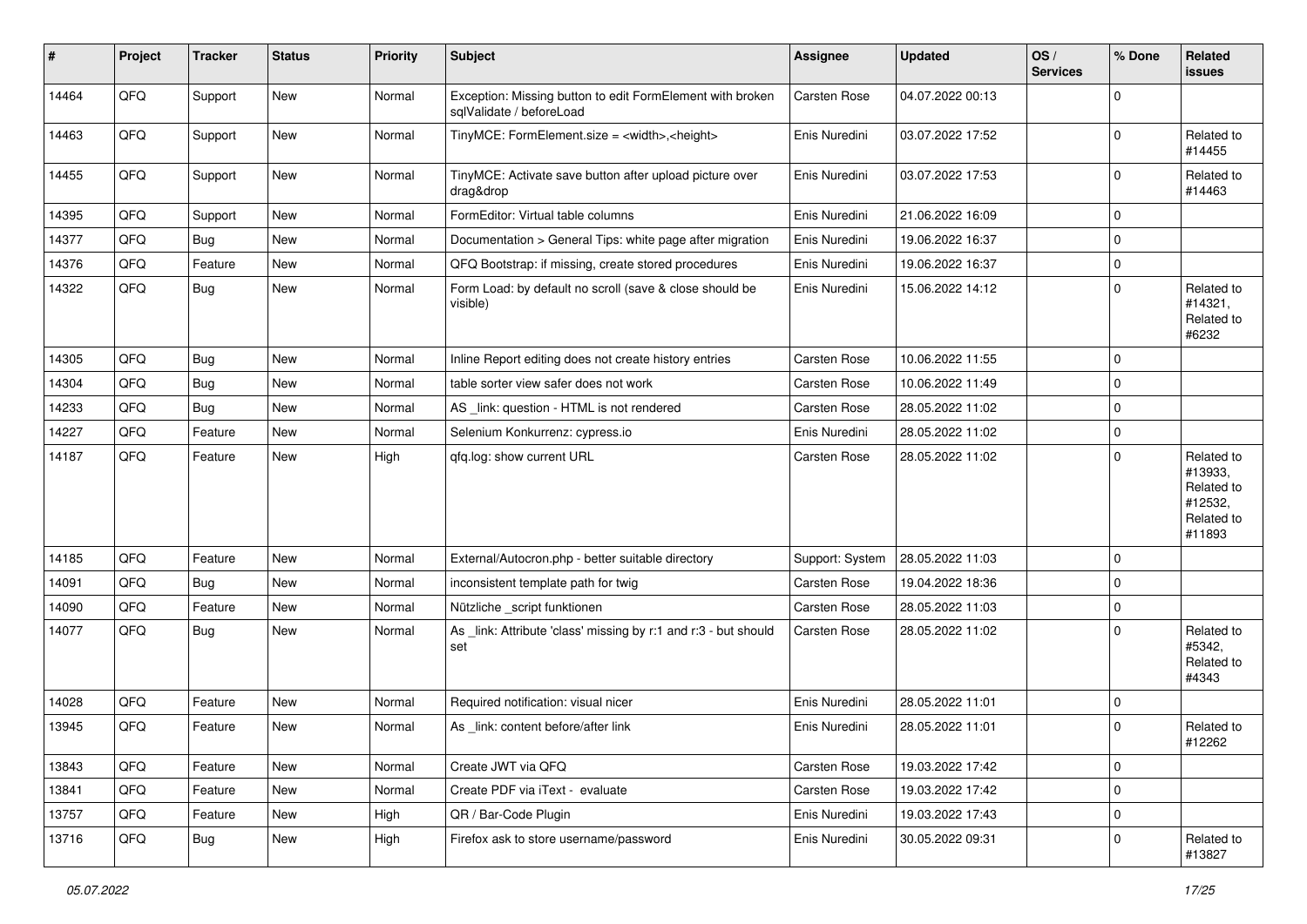| # | Project | Tracker | Status | Priority | Subject | Assignee | Updated | OS / Services | % Done | Related issues |
|---|---|---|---|---|---|---|---|---|---|---|
| 14464 | QFQ | Support | New | Normal | Exception: Missing button to edit FormElement with broken sqlValidate / beforeLoad | Carsten Rose | 04.07.2022 00:13 | | 0 | |
| 14463 | QFQ | Support | New | Normal | TinyMCE: FormElement.size = <width>,<height> | Enis Nuredini | 03.07.2022 17:52 | | 0 | Related to #14455 |
| 14455 | QFQ | Support | New | Normal | TinyMCE: Activate save button after upload picture over drag&drop | Enis Nuredini | 03.07.2022 17:53 | | 0 | Related to #14463 |
| 14395 | QFQ | Support | New | Normal | FormEditor: Virtual table columns | Enis Nuredini | 21.06.2022 16:09 | | 0 | |
| 14377 | QFQ | Bug | New | Normal | Documentation > General Tips: white page after migration | Enis Nuredini | 19.06.2022 16:37 | | 0 | |
| 14376 | QFQ | Feature | New | Normal | QFQ Bootstrap: if missing, create stored procedures | Enis Nuredini | 19.06.2022 16:37 | | 0 | |
| 14322 | QFQ | Bug | New | Normal | Form Load: by default no scroll (save & close should be visible) | Enis Nuredini | 15.06.2022 14:12 | | 0 | Related to #14321, Related to #6232 |
| 14305 | QFQ | Bug | New | Normal | Inline Report editing does not create history entries | Carsten Rose | 10.06.2022 11:55 | | 0 | |
| 14304 | QFQ | Bug | New | Normal | table sorter view safer does not work | Carsten Rose | 10.06.2022 11:49 | | 0 | |
| 14233 | QFQ | Bug | New | Normal | AS _link: question - HTML is not rendered | Carsten Rose | 28.05.2022 11:02 | | 0 | |
| 14227 | QFQ | Feature | New | Normal | Selenium Konkurrenz: cypress.io | Enis Nuredini | 28.05.2022 11:02 | | 0 | |
| 14187 | QFQ | Feature | New | High | qfq.log: show current URL | Carsten Rose | 28.05.2022 11:02 | | 0 | Related to #13933, Related to #12532, Related to #11893 |
| 14185 | QFQ | Feature | New | Normal | External/Autocron.php - better suitable directory | Support: System | 28.05.2022 11:03 | | 0 | |
| 14091 | QFQ | Bug | New | Normal | inconsistent template path for twig | Carsten Rose | 19.04.2022 18:36 | | 0 | |
| 14090 | QFQ | Feature | New | Normal | Nützliche _script funktionen | Carsten Rose | 28.05.2022 11:03 | | 0 | |
| 14077 | QFQ | Bug | New | Normal | As _link: Attribute 'class' missing by r:1 and r:3 - but should set | Carsten Rose | 28.05.2022 11:02 | | 0 | Related to #5342, Related to #4343 |
| 14028 | QFQ | Feature | New | Normal | Required notification: visual nicer | Enis Nuredini | 28.05.2022 11:01 | | 0 | |
| 13945 | QFQ | Feature | New | Normal | As _link: content before/after link | Enis Nuredini | 28.05.2022 11:01 | | 0 | Related to #12262 |
| 13843 | QFQ | Feature | New | Normal | Create JWT via QFQ | Carsten Rose | 19.03.2022 17:42 | | 0 | |
| 13841 | QFQ | Feature | New | Normal | Create PDF via iText - evaluate | Carsten Rose | 19.03.2022 17:42 | | 0 | |
| 13757 | QFQ | Feature | New | High | QR / Bar-Code Plugin | Enis Nuredini | 19.03.2022 17:43 | | 0 | |
| 13716 | QFQ | Bug | New | High | Firefox ask to store username/password | Enis Nuredini | 30.05.2022 09:31 | | 0 | Related to #13827 |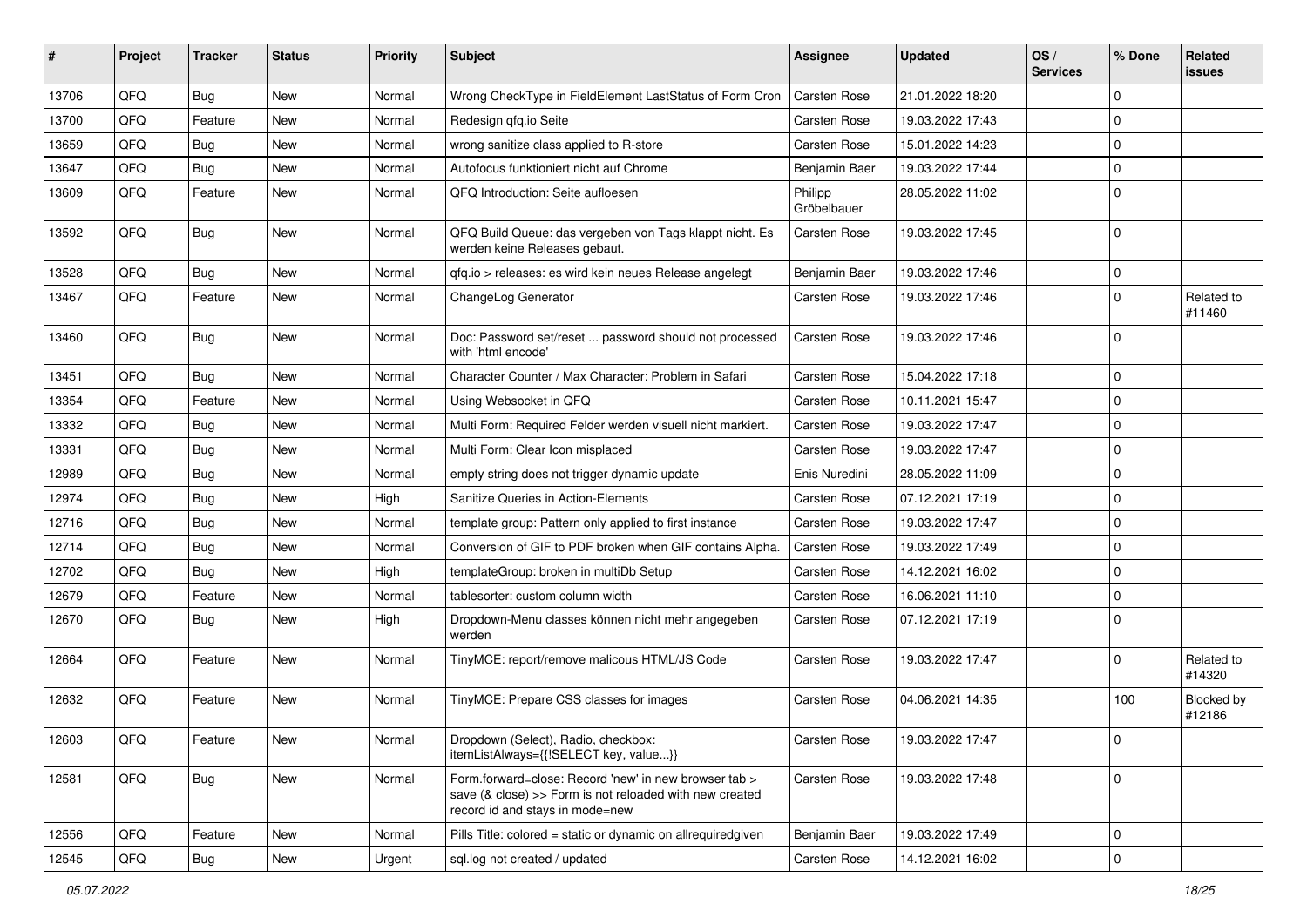| # | Project | Tracker | Status | Priority | Subject | Assignee | Updated | OS / Services | % Done | Related issues |
|---|---|---|---|---|---|---|---|---|---|---|
| 13706 | QFQ | Bug | New | Normal | Wrong CheckType in FieldElement LastStatus of Form Cron | Carsten Rose | 21.01.2022 18:20 | | 0 | |
| 13700 | QFQ | Feature | New | Normal | Redesign qfq.io Seite | Carsten Rose | 19.03.2022 17:43 | | 0 | |
| 13659 | QFQ | Bug | New | Normal | wrong sanitize class applied to R-store | Carsten Rose | 15.01.2022 14:23 | | 0 | |
| 13647 | QFQ | Bug | New | Normal | Autofocus funktioniert nicht auf Chrome | Benjamin Baer | 19.03.2022 17:44 | | 0 | |
| 13609 | QFQ | Feature | New | Normal | QFQ Introduction: Seite aufloesen | Philipp Gröbelbauer | 28.05.2022 11:02 | | 0 | |
| 13592 | QFQ | Bug | New | Normal | QFQ Build Queue: das vergeben von Tags klappt nicht. Es werden keine Releases gebaut. | Carsten Rose | 19.03.2022 17:45 | | 0 | |
| 13528 | QFQ | Bug | New | Normal | qfq.io > releases: es wird kein neues Release angelegt | Benjamin Baer | 19.03.2022 17:46 | | 0 | |
| 13467 | QFQ | Feature | New | Normal | ChangeLog Generator | Carsten Rose | 19.03.2022 17:46 | | 0 | Related to #11460 |
| 13460 | QFQ | Bug | New | Normal | Doc: Password set/reset ... password should not processed with 'html encode' | Carsten Rose | 19.03.2022 17:46 | | 0 | |
| 13451 | QFQ | Bug | New | Normal | Character Counter / Max Character: Problem in Safari | Carsten Rose | 15.04.2022 17:18 | | 0 | |
| 13354 | QFQ | Feature | New | Normal | Using Websocket in QFQ | Carsten Rose | 10.11.2021 15:47 | | 0 | |
| 13332 | QFQ | Bug | New | Normal | Multi Form: Required Felder werden visuell nicht markiert. | Carsten Rose | 19.03.2022 17:47 | | 0 | |
| 13331 | QFQ | Bug | New | Normal | Multi Form: Clear Icon misplaced | Carsten Rose | 19.03.2022 17:47 | | 0 | |
| 12989 | QFQ | Bug | New | Normal | empty string does not trigger dynamic update | Enis Nuredini | 28.05.2022 11:09 | | 0 | |
| 12974 | QFQ | Bug | New | High | Sanitize Queries in Action-Elements | Carsten Rose | 07.12.2021 17:19 | | 0 | |
| 12716 | QFQ | Bug | New | Normal | template group: Pattern only applied to first instance | Carsten Rose | 19.03.2022 17:47 | | 0 | |
| 12714 | QFQ | Bug | New | Normal | Conversion of GIF to PDF broken when GIF contains Alpha. | Carsten Rose | 19.03.2022 17:49 | | 0 | |
| 12702 | QFQ | Bug | New | High | templateGroup: broken in multiDb Setup | Carsten Rose | 14.12.2021 16:02 | | 0 | |
| 12679 | QFQ | Feature | New | Normal | tablesorter: custom column width | Carsten Rose | 16.06.2021 11:10 | | 0 | |
| 12670 | QFQ | Bug | New | High | Dropdown-Menu classes können nicht mehr angegeben werden | Carsten Rose | 07.12.2021 17:19 | | 0 | |
| 12664 | QFQ | Feature | New | Normal | TinyMCE: report/remove malicous HTML/JS Code | Carsten Rose | 19.03.2022 17:47 | | 0 | Related to #14320 |
| 12632 | QFQ | Feature | New | Normal | TinyMCE: Prepare CSS classes for images | Carsten Rose | 04.06.2021 14:35 | | 100 | Blocked by #12186 |
| 12603 | QFQ | Feature | New | Normal | Dropdown (Select), Radio, checkbox: itemListAlways={{!SELECT key, value...}} | Carsten Rose | 19.03.2022 17:47 | | 0 | |
| 12581 | QFQ | Bug | New | Normal | Form.forward=close: Record 'new' in new browser tab > save (& close) >> Form is not reloaded with new created record id and stays in mode=new | Carsten Rose | 19.03.2022 17:48 | | 0 | |
| 12556 | QFQ | Feature | New | Normal | Pills Title: colored = static or dynamic on allrequiredgiven | Benjamin Baer | 19.03.2022 17:49 | | 0 | |
| 12545 | QFQ | Bug | New | Urgent | sql.log not created / updated | Carsten Rose | 14.12.2021 16:02 | | 0 | |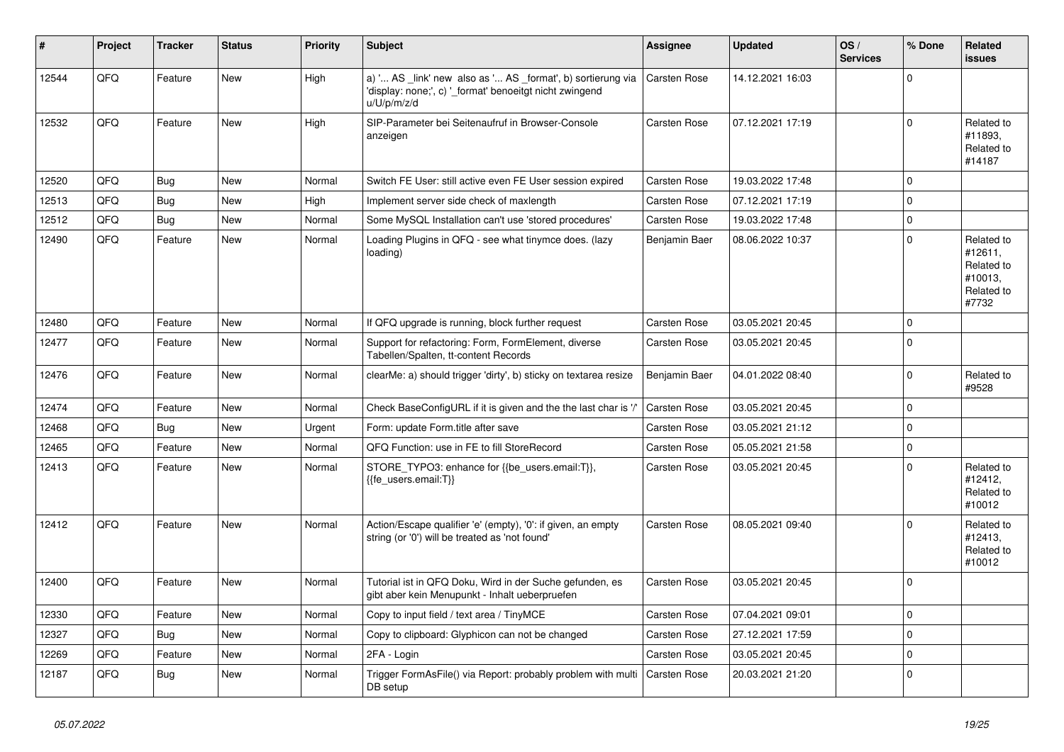| # | Project | Tracker | Status | Priority | Subject | Assignee | Updated | OS / Services | % Done | Related issues |
|---|---|---|---|---|---|---|---|---|---|---|
| 12544 | QFQ | Feature | New | High | a) '... AS _link' new also as '... AS _format', b) sortierung via 'display: none;', c) '_format' benoeitgt nicht zwingend u/U/p/m/z/d | Carsten Rose | 14.12.2021 16:03 | | 0 | |
| 12532 | QFQ | Feature | New | High | SIP-Parameter bei Seitenaufruf in Browser-Console anzeigen | Carsten Rose | 07.12.2021 17:19 | | 0 | Related to #11893, Related to #14187 |
| 12520 | QFQ | Bug | New | Normal | Switch FE User: still active even FE User session expired | Carsten Rose | 19.03.2022 17:48 | | 0 | |
| 12513 | QFQ | Bug | New | High | Implement server side check of maxlength | Carsten Rose | 07.12.2021 17:19 | | 0 | |
| 12512 | QFQ | Bug | New | Normal | Some MySQL Installation can't use 'stored procedures' | Carsten Rose | 19.03.2022 17:48 | | 0 | |
| 12490 | QFQ | Feature | New | Normal | Loading Plugins in QFQ - see what tinymce does. (lazy loading) | Benjamin Baer | 08.06.2022 10:37 | | 0 | Related to #12611, Related to #10013, Related to #7732 |
| 12480 | QFQ | Feature | New | Normal | If QFQ upgrade is running, block further request | Carsten Rose | 03.05.2021 20:45 | | 0 | |
| 12477 | QFQ | Feature | New | Normal | Support for refactoring: Form, FormElement, diverse Tabellen/Spalten, tt-content Records | Carsten Rose | 03.05.2021 20:45 | | 0 | |
| 12476 | QFQ | Feature | New | Normal | clearMe: a) should trigger 'dirty', b) sticky on textarea resize | Benjamin Baer | 04.01.2022 08:40 | | 0 | Related to #9528 |
| 12474 | QFQ | Feature | New | Normal | Check BaseConfigURL if it is given and the the last char is '/' | Carsten Rose | 03.05.2021 20:45 | | 0 | |
| 12468 | QFQ | Bug | New | Urgent | Form: update Form.title after save | Carsten Rose | 03.05.2021 21:12 | | 0 | |
| 12465 | QFQ | Feature | New | Normal | QFQ Function: use in FE to fill StoreRecord | Carsten Rose | 05.05.2021 21:58 | | 0 | |
| 12413 | QFQ | Feature | New | Normal | STORE_TYPO3: enhance for {{be_users.email:T}}, {{fe_users.email:T}} | Carsten Rose | 03.05.2021 20:45 | | 0 | Related to #12412, Related to #10012 |
| 12412 | QFQ | Feature | New | Normal | Action/Escape qualifier 'e' (empty), '0': if given, an empty string (or '0') will be treated as 'not found' | Carsten Rose | 08.05.2021 09:40 | | 0 | Related to #12413, Related to #10012 |
| 12400 | QFQ | Feature | New | Normal | Tutorial ist in QFQ Doku, Wird in der Suche gefunden, es gibt aber kein Menupunkt - Inhalt ueberpruefen | Carsten Rose | 03.05.2021 20:45 | | 0 | |
| 12330 | QFQ | Feature | New | Normal | Copy to input field / text area / TinyMCE | Carsten Rose | 07.04.2021 09:01 | | 0 | |
| 12327 | QFQ | Bug | New | Normal | Copy to clipboard: Glyphicon can not be changed | Carsten Rose | 27.12.2021 17:59 | | 0 | |
| 12269 | QFQ | Feature | New | Normal | 2FA - Login | Carsten Rose | 03.05.2021 20:45 | | 0 | |
| 12187 | QFQ | Bug | New | Normal | Trigger FormAsFile() via Report: probably problem with multi DB setup | Carsten Rose | 20.03.2021 21:20 | | 0 | |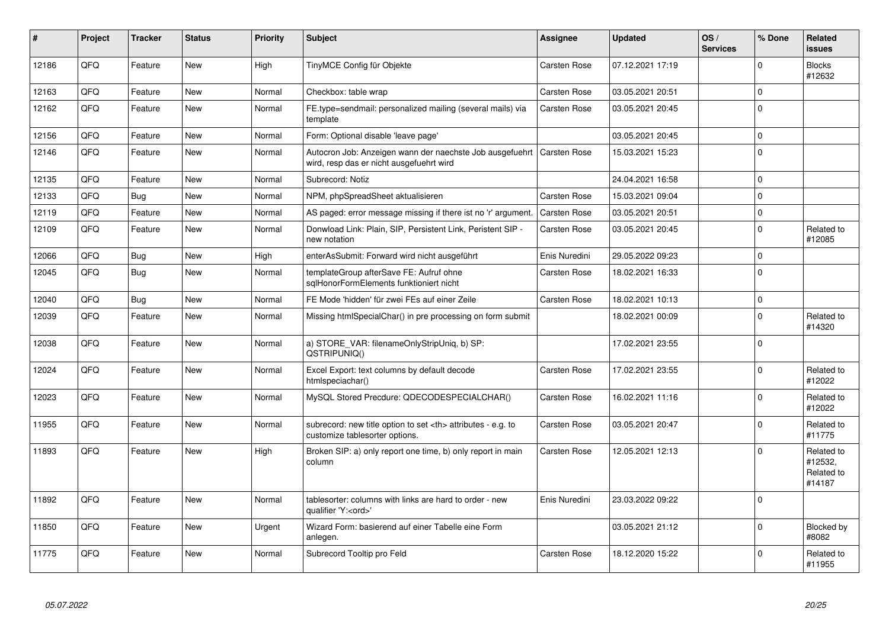| # | Project | Tracker | Status | Priority | Subject | Assignee | Updated | OS / Services | % Done | Related issues |
|---|---|---|---|---|---|---|---|---|---|---|
| 12186 | QFQ | Feature | New | High | TinyMCE Config für Objekte | Carsten Rose | 07.12.2021 17:19 | | 0 | Blocks #12632 |
| 12163 | QFQ | Feature | New | Normal | Checkbox: table wrap | Carsten Rose | 03.05.2021 20:51 | | 0 | |
| 12162 | QFQ | Feature | New | Normal | FE.type=sendmail: personalized mailing (several mails) via template | Carsten Rose | 03.05.2021 20:45 | | 0 | |
| 12156 | QFQ | Feature | New | Normal | Form: Optional disable 'leave page' | | 03.05.2021 20:45 | | 0 | |
| 12146 | QFQ | Feature | New | Normal | Autocron Job: Anzeigen wann der naechste Job ausgefuehrt wird, resp das er nicht ausgefuehrt wird | Carsten Rose | 15.03.2021 15:23 | | 0 | |
| 12135 | QFQ | Feature | New | Normal | Subrecord: Notiz | | 24.04.2021 16:58 | | 0 | |
| 12133 | QFQ | Bug | New | Normal | NPM, phpSpreadSheet aktualisieren | Carsten Rose | 15.03.2021 09:04 | | 0 | |
| 12119 | QFQ | Feature | New | Normal | AS paged: error message missing if there ist no 'r' argument. | Carsten Rose | 03.05.2021 20:51 | | 0 | |
| 12109 | QFQ | Feature | New | Normal | Donwload Link: Plain, SIP, Persistent Link, Peristent SIP - new notation | Carsten Rose | 03.05.2021 20:45 | | 0 | Related to #12085 |
| 12066 | QFQ | Bug | New | High | enterAsSubmit: Forward wird nicht ausgeführt | Enis Nuredini | 29.05.2022 09:23 | | 0 | |
| 12045 | QFQ | Bug | New | Normal | templateGroup afterSave FE: Aufruf ohne sqlHonorFormElements funktioniert nicht | Carsten Rose | 18.02.2021 16:33 | | 0 | |
| 12040 | QFQ | Bug | New | Normal | FE Mode 'hidden' für zwei FEs auf einer Zeile | Carsten Rose | 18.02.2021 10:13 | | 0 | |
| 12039 | QFQ | Feature | New | Normal | Missing htmlSpecialChar() in pre processing on form submit | | 18.02.2021 00:09 | | 0 | Related to #14320 |
| 12038 | QFQ | Feature | New | Normal | a) STORE_VAR: filenameOnlyStripUniq, b) SP: QSTRIPUNIQ() | | 17.02.2021 23:55 | | 0 | |
| 12024 | QFQ | Feature | New | Normal | Excel Export: text columns by default decode htmlspeciachar() | Carsten Rose | 17.02.2021 23:55 | | 0 | Related to #12022 |
| 12023 | QFQ | Feature | New | Normal | MySQL Stored Precdure: QDECODESPECIALCHAR() | Carsten Rose | 16.02.2021 11:16 | | 0 | Related to #12022 |
| 11955 | QFQ | Feature | New | Normal | subrecord: new title option to set <th> attributes - e.g. to customize tablesorter options. | Carsten Rose | 03.05.2021 20:47 | | 0 | Related to #11775 |
| 11893 | QFQ | Feature | New | High | Broken SIP: a) only report one time, b) only report in main column | Carsten Rose | 12.05.2021 12:13 | | 0 | Related to #12532, Related to #14187 |
| 11892 | QFQ | Feature | New | Normal | tablesorter: columns with links are hard to order - new qualifier 'Y:<ord>' | Enis Nuredini | 23.03.2022 09:22 | | 0 | |
| 11850 | QFQ | Feature | New | Urgent | Wizard Form: basierend auf einer Tabelle eine Form anlegen. | | 03.05.2021 21:12 | | 0 | Blocked by #8082 |
| 11775 | QFQ | Feature | New | Normal | Subrecord Tooltip pro Feld | Carsten Rose | 18.12.2020 15:22 | | 0 | Related to #11955 |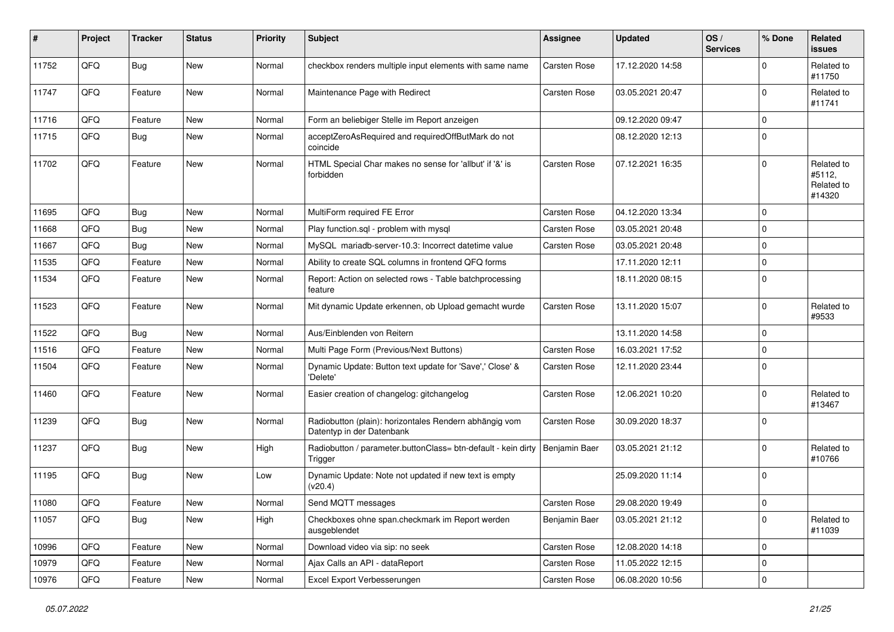| # | Project | Tracker | Status | Priority | Subject | Assignee | Updated | OS / Services | % Done | Related issues |
|---|---|---|---|---|---|---|---|---|---|---|
| 11752 | QFQ | Bug | New | Normal | checkbox renders multiple input elements with same name | Carsten Rose | 17.12.2020 14:58 | | 0 | Related to #11750 |
| 11747 | QFQ | Feature | New | Normal | Maintenance Page with Redirect | Carsten Rose | 03.05.2021 20:47 | | 0 | Related to #11741 |
| 11716 | QFQ | Feature | New | Normal | Form an beliebiger Stelle im Report anzeigen | | 09.12.2020 09:47 | | 0 | |
| 11715 | QFQ | Bug | New | Normal | acceptZeroAsRequired and requiredOffButMark do not coincide | | 08.12.2020 12:13 | | 0 | |
| 11702 | QFQ | Feature | New | Normal | HTML Special Char makes no sense for 'allbut' if '&' is forbidden | Carsten Rose | 07.12.2021 16:35 | | 0 | Related to #5112, Related to #14320 |
| 11695 | QFQ | Bug | New | Normal | MultiForm required FE Error | Carsten Rose | 04.12.2020 13:34 | | 0 | |
| 11668 | QFQ | Bug | New | Normal | Play function.sql - problem with mysql | Carsten Rose | 03.05.2021 20:48 | | 0 | |
| 11667 | QFQ | Bug | New | Normal | MySQL mariadb-server-10.3: Incorrect datetime value | Carsten Rose | 03.05.2021 20:48 | | 0 | |
| 11535 | QFQ | Feature | New | Normal | Ability to create SQL columns in frontend QFQ forms | | 17.11.2020 12:11 | | 0 | |
| 11534 | QFQ | Feature | New | Normal | Report: Action on selected rows - Table batchprocessing feature | | 18.11.2020 08:15 | | 0 | |
| 11523 | QFQ | Feature | New | Normal | Mit dynamic Update erkennen, ob Upload gemacht wurde | Carsten Rose | 13.11.2020 15:07 | | 0 | Related to #9533 |
| 11522 | QFQ | Bug | New | Normal | Aus/Einblenden von Reitern | | 13.11.2020 14:58 | | 0 | |
| 11516 | QFQ | Feature | New | Normal | Multi Page Form (Previous/Next Buttons) | Carsten Rose | 16.03.2021 17:52 | | 0 | |
| 11504 | QFQ | Feature | New | Normal | Dynamic Update: Button text update for 'Save',' Close' & 'Delete' | Carsten Rose | 12.11.2020 23:44 | | 0 | |
| 11460 | QFQ | Feature | New | Normal | Easier creation of changelog: gitchangelog | Carsten Rose | 12.06.2021 10:20 | | 0 | Related to #13467 |
| 11239 | QFQ | Bug | New | Normal | Radiobutton (plain): horizontales Rendern abhängig vom Datentyp in der Datenbank | Carsten Rose | 30.09.2020 18:37 | | 0 | |
| 11237 | QFQ | Bug | New | High | Radiobutton / parameter.buttonClass= btn-default - kein dirty Trigger | Benjamin Baer | 03.05.2021 21:12 | | 0 | Related to #10766 |
| 11195 | QFQ | Bug | New | Low | Dynamic Update: Note not updated if new text is empty (v20.4) | | 25.09.2020 11:14 | | 0 | |
| 11080 | QFQ | Feature | New | Normal | Send MQTT messages | Carsten Rose | 29.08.2020 19:49 | | 0 | |
| 11057 | QFQ | Bug | New | High | Checkboxes ohne span.checkmark im Report werden ausgeblendet | Benjamin Baer | 03.05.2021 21:12 | | 0 | Related to #11039 |
| 10996 | QFQ | Feature | New | Normal | Download video via sip: no seek | Carsten Rose | 12.08.2020 14:18 | | 0 | |
| 10979 | QFQ | Feature | New | Normal | Ajax Calls an API - dataReport | Carsten Rose | 11.05.2022 12:15 | | 0 | |
| 10976 | QFQ | Feature | New | Normal | Excel Export Verbesserungen | Carsten Rose | 06.08.2020 10:56 | | 0 | |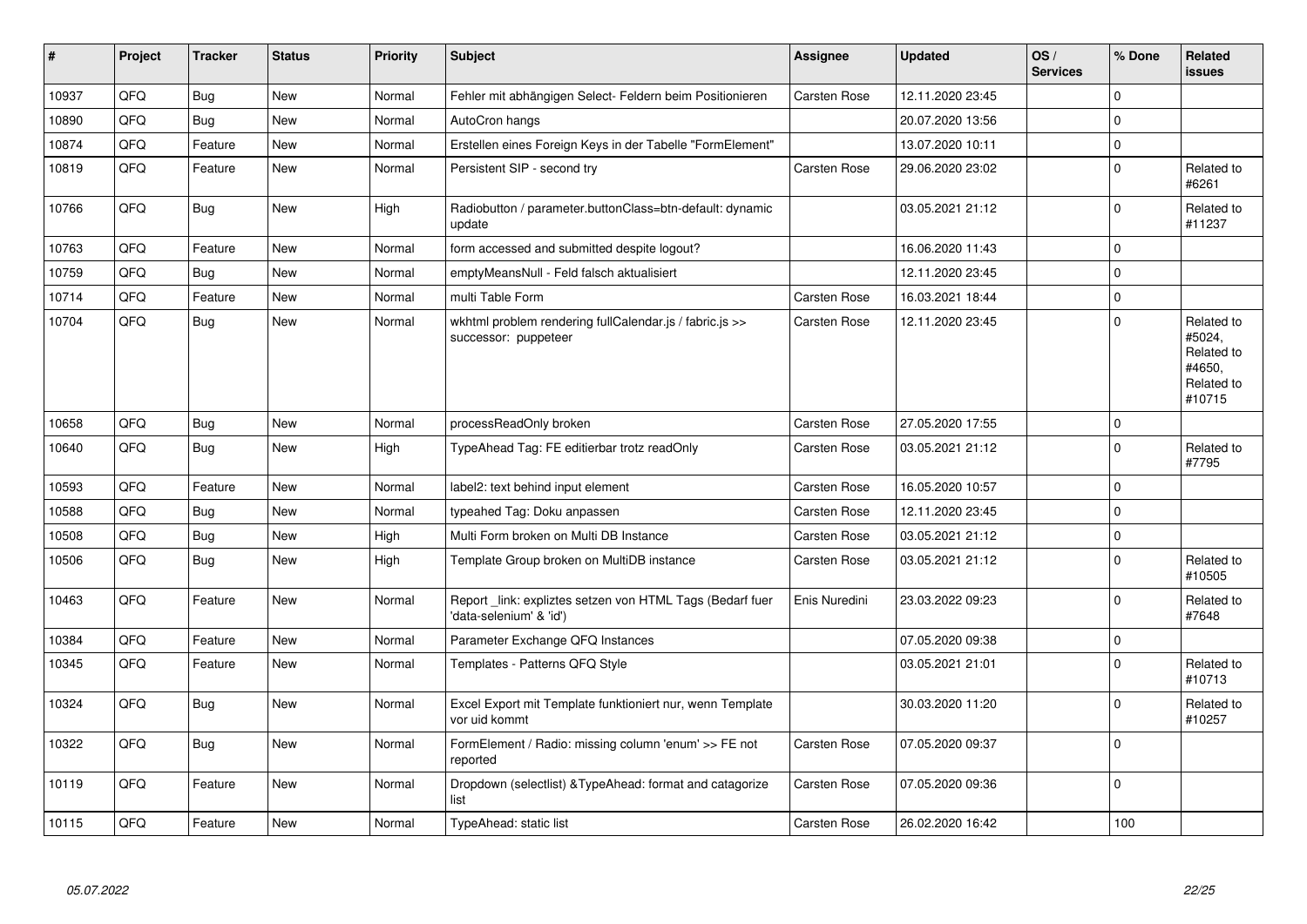| # | Project | Tracker | Status | Priority | Subject | Assignee | Updated | OS / Services | % Done | Related issues |
|---|---|---|---|---|---|---|---|---|---|---|
| 10937 | QFQ | Bug | New | Normal | Fehler mit abhängigen Select- Feldern beim Positionieren | Carsten Rose | 12.11.2020 23:45 | | 0 | |
| 10890 | QFQ | Bug | New | Normal | AutoCron hangs | | 20.07.2020 13:56 | | 0 | |
| 10874 | QFQ | Feature | New | Normal | Erstellen eines Foreign Keys in der Tabelle "FormElement" | | 13.07.2020 10:11 | | 0 | |
| 10819 | QFQ | Feature | New | Normal | Persistent SIP - second try | Carsten Rose | 29.06.2020 23:02 | | 0 | Related to #6261 |
| 10766 | QFQ | Bug | New | High | Radiobutton / parameter.buttonClass=btn-default: dynamic update | | 03.05.2021 21:12 | | 0 | Related to #11237 |
| 10763 | QFQ | Feature | New | Normal | form accessed and submitted despite logout? | | 16.06.2020 11:43 | | 0 | |
| 10759 | QFQ | Bug | New | Normal | emptyMeansNull - Feld falsch aktualisiert | | 12.11.2020 23:45 | | 0 | |
| 10714 | QFQ | Feature | New | Normal | multi Table Form | Carsten Rose | 16.03.2021 18:44 | | 0 | |
| 10704 | QFQ | Bug | New | Normal | wkhtml problem rendering fullCalendar.js / fabric.js >> successor: puppeteer | Carsten Rose | 12.11.2020 23:45 | | 0 | Related to #5024, Related to #4650, Related to #10715 |
| 10658 | QFQ | Bug | New | Normal | processReadOnly broken | Carsten Rose | 27.05.2020 17:55 | | 0 | |
| 10640 | QFQ | Bug | New | High | TypeAhead Tag: FE editierbar trotz readOnly | Carsten Rose | 03.05.2021 21:12 | | 0 | Related to #7795 |
| 10593 | QFQ | Feature | New | Normal | label2: text behind input element | Carsten Rose | 16.05.2020 10:57 | | 0 | |
| 10588 | QFQ | Bug | New | Normal | typeahed Tag: Doku anpassen | Carsten Rose | 12.11.2020 23:45 | | 0 | |
| 10508 | QFQ | Bug | New | High | Multi Form broken on Multi DB Instance | Carsten Rose | 03.05.2021 21:12 | | 0 | |
| 10506 | QFQ | Bug | New | High | Template Group broken on MultiDB instance | Carsten Rose | 03.05.2021 21:12 | | 0 | Related to #10505 |
| 10463 | QFQ | Feature | New | Normal | Report _link: expliztes setzen von HTML Tags (Bedarf fuer 'data-selenium' & 'id') | Enis Nuredini | 23.03.2022 09:23 | | 0 | Related to #7648 |
| 10384 | QFQ | Feature | New | Normal | Parameter Exchange QFQ Instances | | 07.05.2020 09:38 | | 0 | |
| 10345 | QFQ | Feature | New | Normal | Templates - Patterns QFQ Style | | 03.05.2021 21:01 | | 0 | Related to #10713 |
| 10324 | QFQ | Bug | New | Normal | Excel Export mit Template funktioniert nur, wenn Template vor uid kommt | | 30.03.2020 11:20 | | 0 | Related to #10257 |
| 10322 | QFQ | Bug | New | Normal | FormElement / Radio: missing column 'enum' >> FE not reported | Carsten Rose | 07.05.2020 09:37 | | 0 | |
| 10119 | QFQ | Feature | New | Normal | Dropdown (selectlist) &TypeAhead: format and catagorize list | Carsten Rose | 07.05.2020 09:36 | | 0 | |
| 10115 | QFQ | Feature | New | Normal | TypeAhead: static list | Carsten Rose | 26.02.2020 16:42 | | 100 | |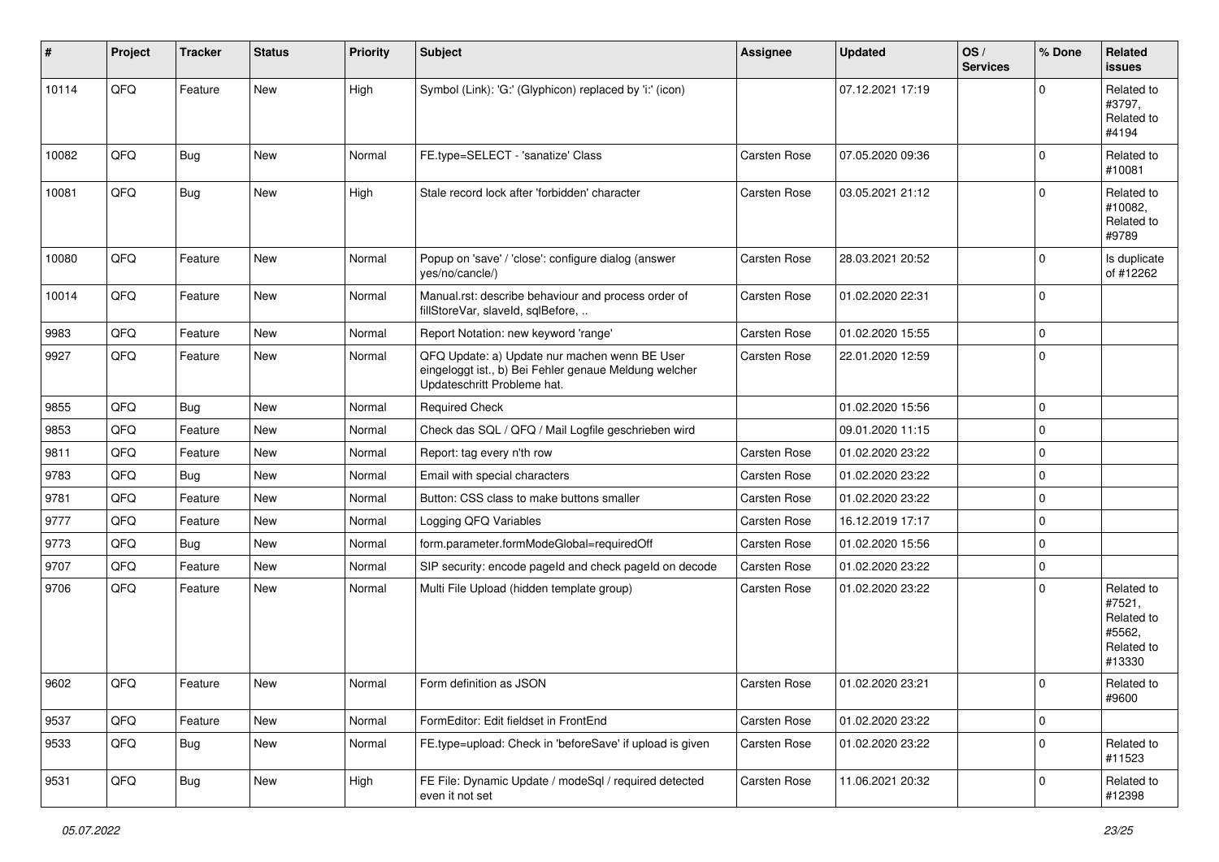| # | Project | Tracker | Status | Priority | Subject | Assignee | Updated | OS / Services | % Done | Related issues |
|---|---|---|---|---|---|---|---|---|---|---|
| 10114 | QFQ | Feature | New | High | Symbol (Link): 'G:' (Glyphicon) replaced by 'i:' (icon) | | 07.12.2021 17:19 | | 0 | Related to #3797, Related to #4194 |
| 10082 | QFQ | Bug | New | Normal | FE.type=SELECT - 'sanatize' Class | Carsten Rose | 07.05.2020 09:36 | | 0 | Related to #10081 |
| 10081 | QFQ | Bug | New | High | Stale record lock after 'forbidden' character | Carsten Rose | 03.05.2021 21:12 | | 0 | Related to #10082, Related to #9789 |
| 10080 | QFQ | Feature | New | Normal | Popup on 'save' / 'close': configure dialog (answer yes/no/cancle/) | Carsten Rose | 28.03.2021 20:52 | | 0 | Is duplicate of #12262 |
| 10014 | QFQ | Feature | New | Normal | Manual.rst: describe behaviour and process order of fillStoreVar, slaveId, sqlBefore, .. | Carsten Rose | 01.02.2020 22:31 | | 0 | |
| 9983 | QFQ | Feature | New | Normal | Report Notation: new keyword 'range' | Carsten Rose | 01.02.2020 15:55 | | 0 | |
| 9927 | QFQ | Feature | New | Normal | QFQ Update: a) Update nur machen wenn BE User eingeloggt ist., b) Bei Fehler genaue Meldung welcher Updateschritt Probleme hat. | Carsten Rose | 22.01.2020 12:59 | | 0 | |
| 9855 | QFQ | Bug | New | Normal | Required Check | | 01.02.2020 15:56 | | 0 | |
| 9853 | QFQ | Feature | New | Normal | Check das SQL / QFQ / Mail Logfile geschrieben wird | | 09.01.2020 11:15 | | 0 | |
| 9811 | QFQ | Feature | New | Normal | Report: tag every n'th row | Carsten Rose | 01.02.2020 23:22 | | 0 | |
| 9783 | QFQ | Bug | New | Normal | Email with special characters | Carsten Rose | 01.02.2020 23:22 | | 0 | |
| 9781 | QFQ | Feature | New | Normal | Button: CSS class to make buttons smaller | Carsten Rose | 01.02.2020 23:22 | | 0 | |
| 9777 | QFQ | Feature | New | Normal | Logging QFQ Variables | Carsten Rose | 16.12.2019 17:17 | | 0 | |
| 9773 | QFQ | Bug | New | Normal | form.parameter.formModeGlobal=requiredOff | Carsten Rose | 01.02.2020 15:56 | | 0 | |
| 9707 | QFQ | Feature | New | Normal | SIP security: encode pageId and check pageId on decode | Carsten Rose | 01.02.2020 23:22 | | 0 | |
| 9706 | QFQ | Feature | New | Normal | Multi File Upload (hidden template group) | Carsten Rose | 01.02.2020 23:22 | | 0 | Related to #7521, Related to #5562, Related to #13330 |
| 9602 | QFQ | Feature | New | Normal | Form definition as JSON | Carsten Rose | 01.02.2020 23:21 | | 0 | Related to #9600 |
| 9537 | QFQ | Feature | New | Normal | FormEditor: Edit fieldset in FrontEnd | Carsten Rose | 01.02.2020 23:22 | | 0 | |
| 9533 | QFQ | Bug | New | Normal | FE.type=upload: Check in 'beforeSave' if upload is given | Carsten Rose | 01.02.2020 23:22 | | 0 | Related to #11523 |
| 9531 | QFQ | Bug | New | High | FE File: Dynamic Update / modeSql / required detected even it not set | Carsten Rose | 11.06.2021 20:32 | | 0 | Related to #12398 |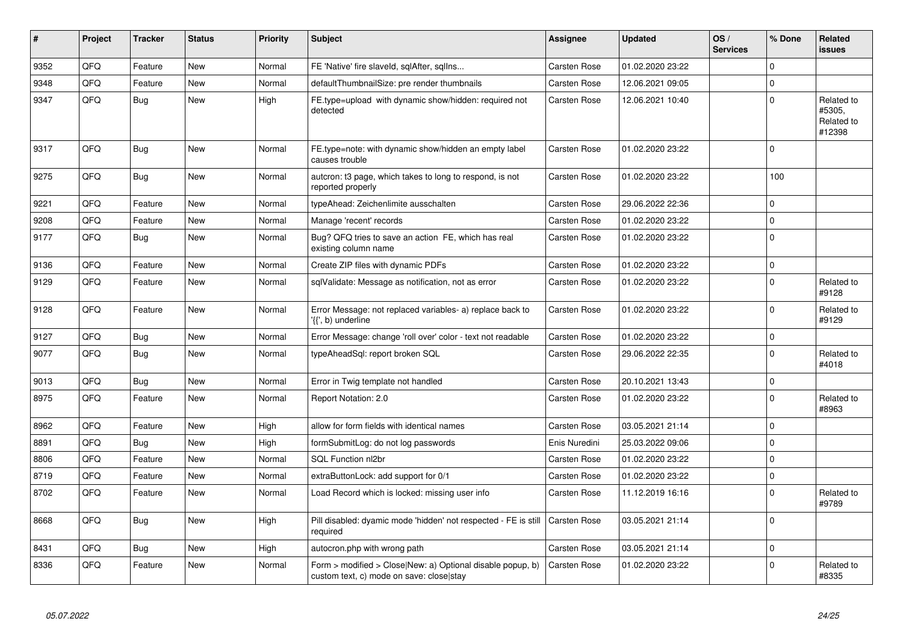| # | Project | Tracker | Status | Priority | Subject | Assignee | Updated | OS / Services | % Done | Related issues |
|---|---|---|---|---|---|---|---|---|---|---|
| 9352 | QFQ | Feature | New | Normal | FE 'Native' fire slaveId, sqlAfter, sqlIns... | Carsten Rose | 01.02.2020 23:22 | | 0 | |
| 9348 | QFQ | Feature | New | Normal | defaultThumbnailSize: pre render thumbnails | Carsten Rose | 12.06.2021 09:05 | | 0 | |
| 9347 | QFQ | Bug | New | High | FE.type=upload with dynamic show/hidden: required not detected | Carsten Rose | 12.06.2021 10:40 | | 0 | Related to #5305, Related to #12398 |
| 9317 | QFQ | Bug | New | Normal | FE.type=note: with dynamic show/hidden an empty label causes trouble | Carsten Rose | 01.02.2020 23:22 | | 0 | |
| 9275 | QFQ | Bug | New | Normal | autcron: t3 page, which takes to long to respond, is not reported properly | Carsten Rose | 01.02.2020 23:22 | | 100 | |
| 9221 | QFQ | Feature | New | Normal | typeAhead: Zeichenlimite ausschalten | Carsten Rose | 29.06.2022 22:36 | | 0 | |
| 9208 | QFQ | Feature | New | Normal | Manage 'recent' records | Carsten Rose | 01.02.2020 23:22 | | 0 | |
| 9177 | QFQ | Bug | New | Normal | Bug? QFQ tries to save an action FE, which has real existing column name | Carsten Rose | 01.02.2020 23:22 | | 0 | |
| 9136 | QFQ | Feature | New | Normal | Create ZIP files with dynamic PDFs | Carsten Rose | 01.02.2020 23:22 | | 0 | |
| 9129 | QFQ | Feature | New | Normal | sqlValidate: Message as notification, not as error | Carsten Rose | 01.02.2020 23:22 | | 0 | Related to #9128 |
| 9128 | QFQ | Feature | New | Normal | Error Message: not replaced variables- a) replace back to '{{', b) underline | Carsten Rose | 01.02.2020 23:22 | | 0 | Related to #9129 |
| 9127 | QFQ | Bug | New | Normal | Error Message: change 'roll over' color - text not readable | Carsten Rose | 01.02.2020 23:22 | | 0 | |
| 9077 | QFQ | Bug | New | Normal | typeAheadSql: report broken SQL | Carsten Rose | 29.06.2022 22:35 | | 0 | Related to #4018 |
| 9013 | QFQ | Bug | New | Normal | Error in Twig template not handled | Carsten Rose | 20.10.2021 13:43 | | 0 | |
| 8975 | QFQ | Feature | New | Normal | Report Notation: 2.0 | Carsten Rose | 01.02.2020 23:22 | | 0 | Related to #8963 |
| 8962 | QFQ | Feature | New | High | allow for form fields with identical names | Carsten Rose | 03.05.2021 21:14 | | 0 | |
| 8891 | QFQ | Bug | New | High | formSubmitLog: do not log passwords | Enis Nuredini | 25.03.2022 09:06 | | 0 | |
| 8806 | QFQ | Feature | New | Normal | SQL Function nl2br | Carsten Rose | 01.02.2020 23:22 | | 0 | |
| 8719 | QFQ | Feature | New | Normal | extraButtonLock: add support for 0/1 | Carsten Rose | 01.02.2020 23:22 | | 0 | |
| 8702 | QFQ | Feature | New | Normal | Load Record which is locked: missing user info | Carsten Rose | 11.12.2019 16:16 | | 0 | Related to #9789 |
| 8668 | QFQ | Bug | New | High | Pill disabled: dyamic mode 'hidden' not respected - FE is still required | Carsten Rose | 03.05.2021 21:14 | | 0 | |
| 8431 | QFQ | Bug | New | High | autocron.php with wrong path | Carsten Rose | 03.05.2021 21:14 | | 0 | |
| 8336 | QFQ | Feature | New | Normal | Form > modified > Close\|New: a) Optional disable popup, b) custom text, c) mode on save: close\|stay | Carsten Rose | 01.02.2020 23:22 | | 0 | Related to #8335 |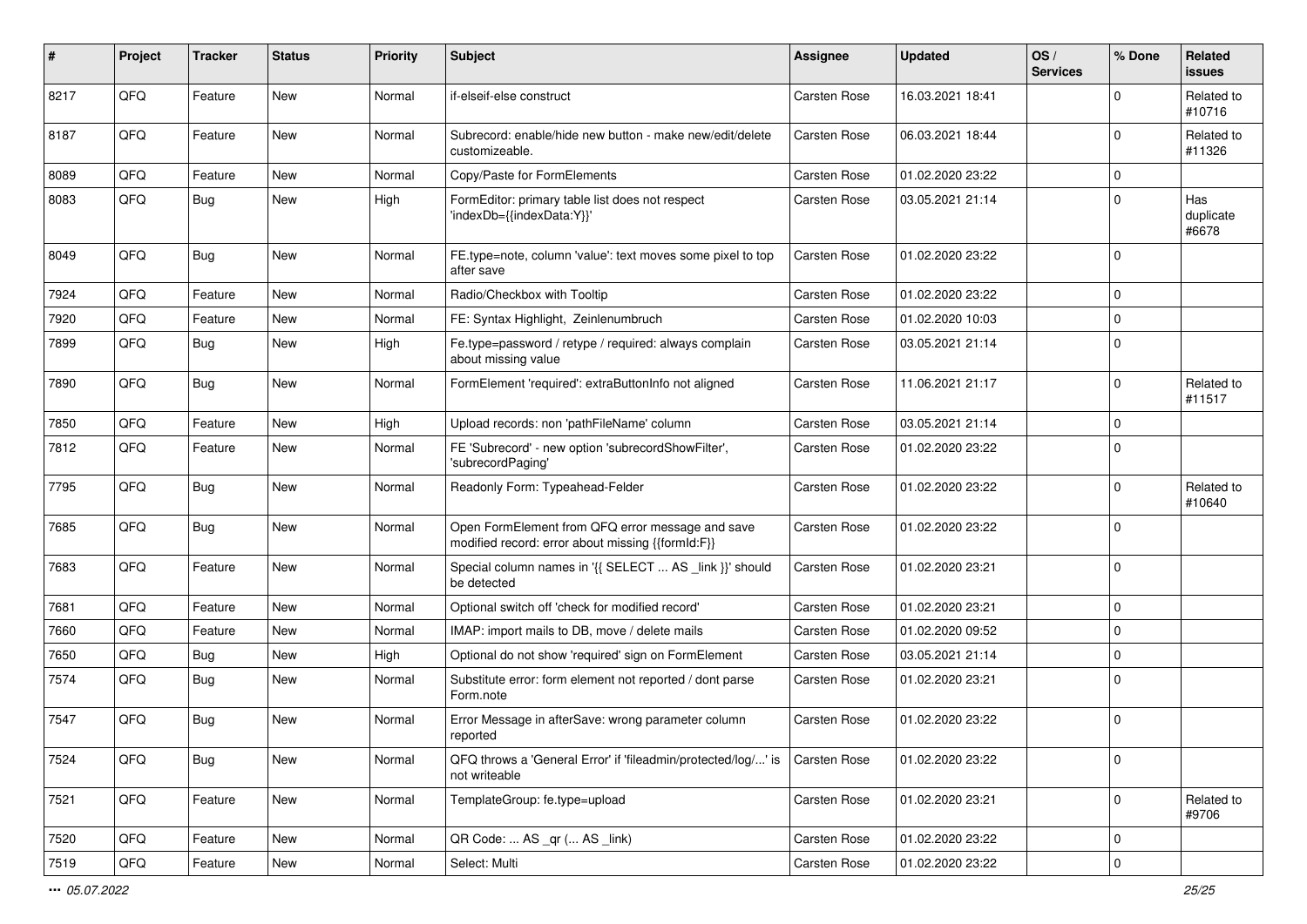| # | Project | Tracker | Status | Priority | Subject | Assignee | Updated | OS / Services | % Done | Related issues |
|---|---|---|---|---|---|---|---|---|---|---|
| 8217 | QFQ | Feature | New | Normal | if-elseif-else construct | Carsten Rose | 16.03.2021 18:41 | | 0 | Related to #10716 |
| 8187 | QFQ | Feature | New | Normal | Subrecord: enable/hide new button - make new/edit/delete customizeable. | Carsten Rose | 06.03.2021 18:44 | | 0 | Related to #11326 |
| 8089 | QFQ | Feature | New | Normal | Copy/Paste for FormElements | Carsten Rose | 01.02.2020 23:22 | | 0 | |
| 8083 | QFQ | Bug | New | High | FormEditor: primary table list does not respect 'indexDb={{indexData:Y}}' | Carsten Rose | 03.05.2021 21:14 | | 0 | Has duplicate #6678 |
| 8049 | QFQ | Bug | New | Normal | FE.type=note, column 'value': text moves some pixel to top after save | Carsten Rose | 01.02.2020 23:22 | | 0 | |
| 7924 | QFQ | Feature | New | Normal | Radio/Checkbox with Tooltip | Carsten Rose | 01.02.2020 23:22 | | 0 | |
| 7920 | QFQ | Feature | New | Normal | FE: Syntax Highlight, Zeinlenumbruch | Carsten Rose | 01.02.2020 10:03 | | 0 | |
| 7899 | QFQ | Bug | New | High | Fe.type=password / retype / required: always complain about missing value | Carsten Rose | 03.05.2021 21:14 | | 0 | |
| 7890 | QFQ | Bug | New | Normal | FormElement 'required': extraButtonInfo not aligned | Carsten Rose | 11.06.2021 21:17 | | 0 | Related to #11517 |
| 7850 | QFQ | Feature | New | High | Upload records: non 'pathFileName' column | Carsten Rose | 03.05.2021 21:14 | | 0 | |
| 7812 | QFQ | Feature | New | Normal | FE 'Subrecord' - new option 'subrecordShowFilter', 'subrecordPaging' | Carsten Rose | 01.02.2020 23:22 | | 0 | |
| 7795 | QFQ | Bug | New | Normal | Readonly Form: Typeahead-Felder | Carsten Rose | 01.02.2020 23:22 | | 0 | Related to #10640 |
| 7685 | QFQ | Bug | New | Normal | Open FormElement from QFQ error message and save modified record: error about missing {{formId:F}} | Carsten Rose | 01.02.2020 23:22 | | 0 | |
| 7683 | QFQ | Feature | New | Normal | Special column names in '{{ SELECT ... AS _link }}' should be detected | Carsten Rose | 01.02.2020 23:21 | | 0 | |
| 7681 | QFQ | Feature | New | Normal | Optional switch off 'check for modified record' | Carsten Rose | 01.02.2020 23:21 | | 0 | |
| 7660 | QFQ | Feature | New | Normal | IMAP: import mails to DB, move / delete mails | Carsten Rose | 01.02.2020 09:52 | | 0 | |
| 7650 | QFQ | Bug | New | High | Optional do not show 'required' sign on FormElement | Carsten Rose | 03.05.2021 21:14 | | 0 | |
| 7574 | QFQ | Bug | New | Normal | Substitute error: form element not reported / dont parse Form.note | Carsten Rose | 01.02.2020 23:21 | | 0 | |
| 7547 | QFQ | Bug | New | Normal | Error Message in afterSave: wrong parameter column reported | Carsten Rose | 01.02.2020 23:22 | | 0 | |
| 7524 | QFQ | Bug | New | Normal | QFQ throws a 'General Error' if 'fileadmin/protected/log/...' is not writeable | Carsten Rose | 01.02.2020 23:22 | | 0 | |
| 7521 | QFQ | Feature | New | Normal | TemplateGroup: fe.type=upload | Carsten Rose | 01.02.2020 23:21 | | 0 | Related to #9706 |
| 7520 | QFQ | Feature | New | Normal | QR Code: ... AS _qr (... AS _link) | Carsten Rose | 01.02.2020 23:22 | | 0 | |
| 7519 | QFQ | Feature | New | Normal | Select: Multi | Carsten Rose | 01.02.2020 23:22 | | 0 | |